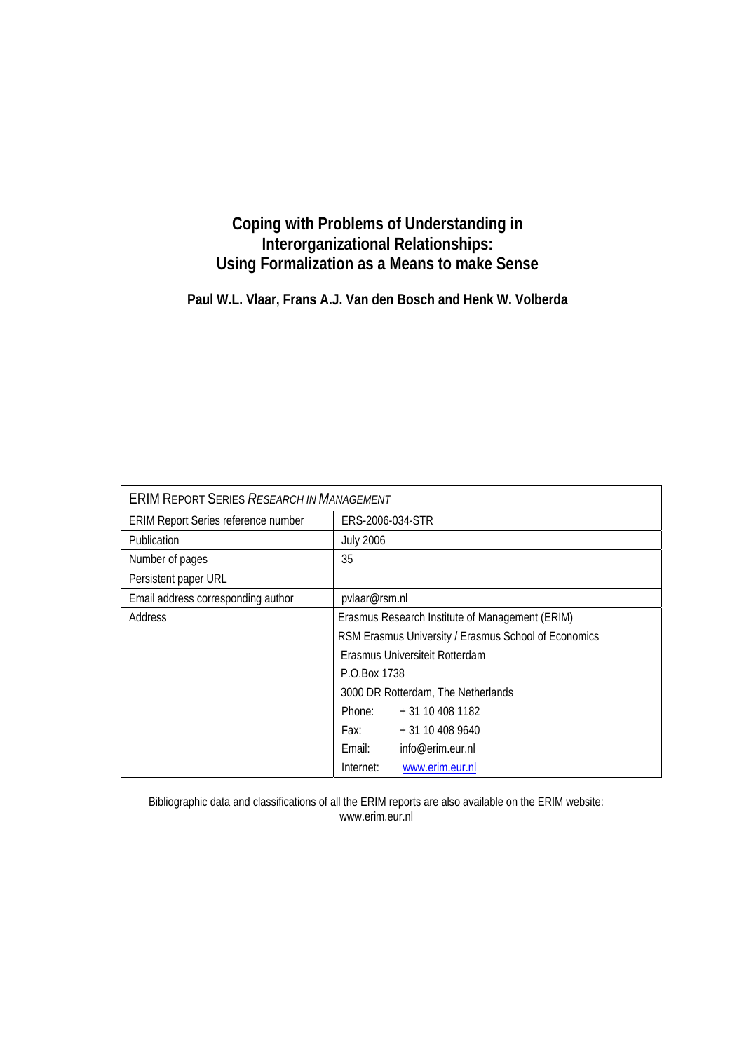# Coping with Problems of Understanding in Interorganizational Relationships: Using Formalization as a Means to make Sense

**Paul W.L. Vlaar, Frans A.J. Van den Bosch and Henk W. Volberda**

| ERIM Report Series *Research in Management* | |
|---|---|
| ERIM Report Series reference number | ERS-2006-034-STR |
| Publication | July 2006 |
| Number of pages | 35 |
| Persistent paper URL | |
| Email address corresponding author | pvlaar@rsm.nl |
| Address | Erasmus Research Institute of Management (ERIM) |
| | RSM Erasmus University / Erasmus School of Economics |
| | Erasmus Universiteit Rotterdam |
| | P.O.Box 1738 |
| | 3000 DR Rotterdam, The Netherlands |
| | Phone: + 31 10 408 1182 |
| | Fax: + 31 10 408 9640 |
| | Email: info@erim.eur.nl |
| | Internet: www.erim.eur.nl |

Bibliographic data and classifications of all the ERIM reports are also available on the ERIM website: www.erim.eur.nl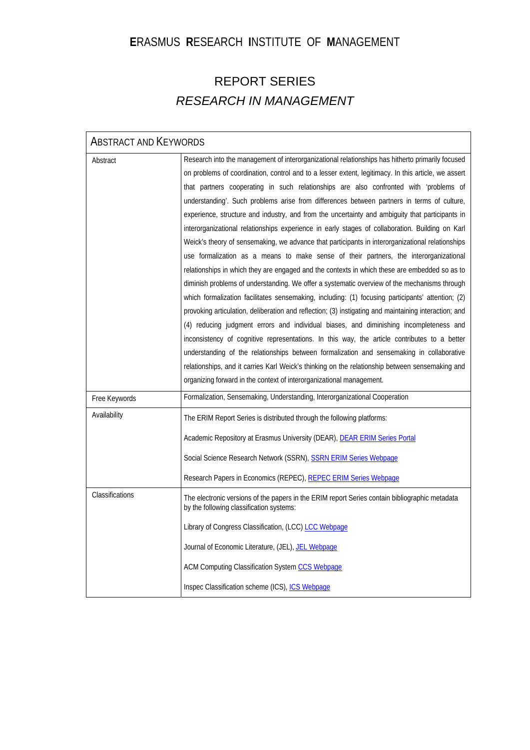# ERASMUS RESEARCH INSTITUTE OF MANAGEMENT

## REPORT SERIES
## *RESEARCH IN MANAGEMENT*

| ABSTRACT AND KEYWORDS | |
|---|---|
| Abstract | Research into the management of interorganizational relationships has hitherto primarily focused on problems of coordination, control and to a lesser extent, legitimacy. In this article, we assert that partners cooperating in such relationships are also confronted with 'problems of understanding'. Such problems arise from differences between partners in terms of culture, experience, structure and industry, and from the uncertainty and ambiguity that participants in interorganizational relationships experience in early stages of collaboration. Building on Karl Weick's theory of sensemaking, we advance that participants in interorganizational relationships use formalization as a means to make sense of their partners, the interorganizational relationships in which they are engaged and the contexts in which these are embedded so as to diminish problems of understanding. We offer a systematic overview of the mechanisms through which formalization facilitates sensemaking, including: (1) focusing participants' attention; (2) provoking articulation, deliberation and reflection; (3) instigating and maintaining interaction; and (4) reducing judgment errors and individual biases, and diminishing incompleteness and inconsistency of cognitive representations. In this way, the article contributes to a better understanding of the relationships between formalization and sensemaking in collaborative relationships, and it carries Karl Weick's thinking on the relationship between sensemaking and organizing forward in the context of interorganizational management. |
| Free Keywords | Formalization, Sensemaking, Understanding, Interorganizational Cooperation |
| Availability | The ERIM Report Series is distributed through the following platforms:<br><br>Academic Repository at Erasmus University (DEAR), DEAR ERIM Series Portal<br><br>Social Science Research Network (SSRN), SSRN ERIM Series Webpage<br><br>Research Papers in Economics (REPEC), REPEC ERIM Series Webpage |
| Classifications | The electronic versions of the papers in the ERIM report Series contain bibliographic metadata by the following classification systems:<br><br>Library of Congress Classification, (LCC) LCC Webpage<br><br>Journal of Economic Literature, (JEL), JEL Webpage<br><br>ACM Computing Classification System CCS Webpage<br><br>Inspec Classification scheme (ICS), ICS Webpage |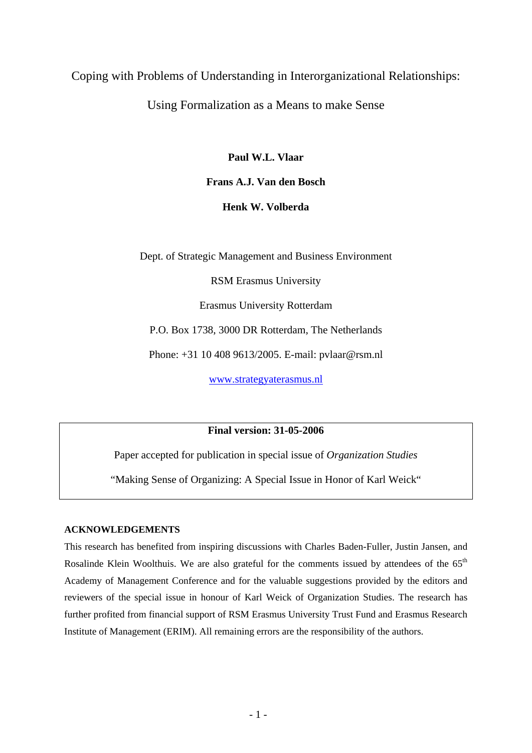# Coping with Problems of Understanding in Interorganizational Relationships: Using Formalization as a Means to make Sense

**Paul W.L. Vlaar**

**Frans A.J. Van den Bosch**

**Henk W. Volberda**

Dept. of Strategic Management and Business Environment

RSM Erasmus University

Erasmus University Rotterdam

P.O. Box 1738, 3000 DR Rotterdam, The Netherlands

Phone: +31 10 408 9613/2005. E-mail: pvlaar@rsm.nl

www.strategyaterasmus.nl

**Final version: 31-05-2006**

Paper accepted for publication in special issue of *Organization Studies*

"Making Sense of Organizing: A Special Issue in Honor of Karl Weick"

**ACKNOWLEDGEMENTS**

This research has benefited from inspiring discussions with Charles Baden-Fuller, Justin Jansen, and Rosalinde Klein Woolthuis. We are also grateful for the comments issued by attendees of the 65th Academy of Management Conference and for the valuable suggestions provided by the editors and reviewers of the special issue in honour of Karl Weick of Organization Studies. The research has further profited from financial support of RSM Erasmus University Trust Fund and Erasmus Research Institute of Management (ERIM). All remaining errors are the responsibility of the authors.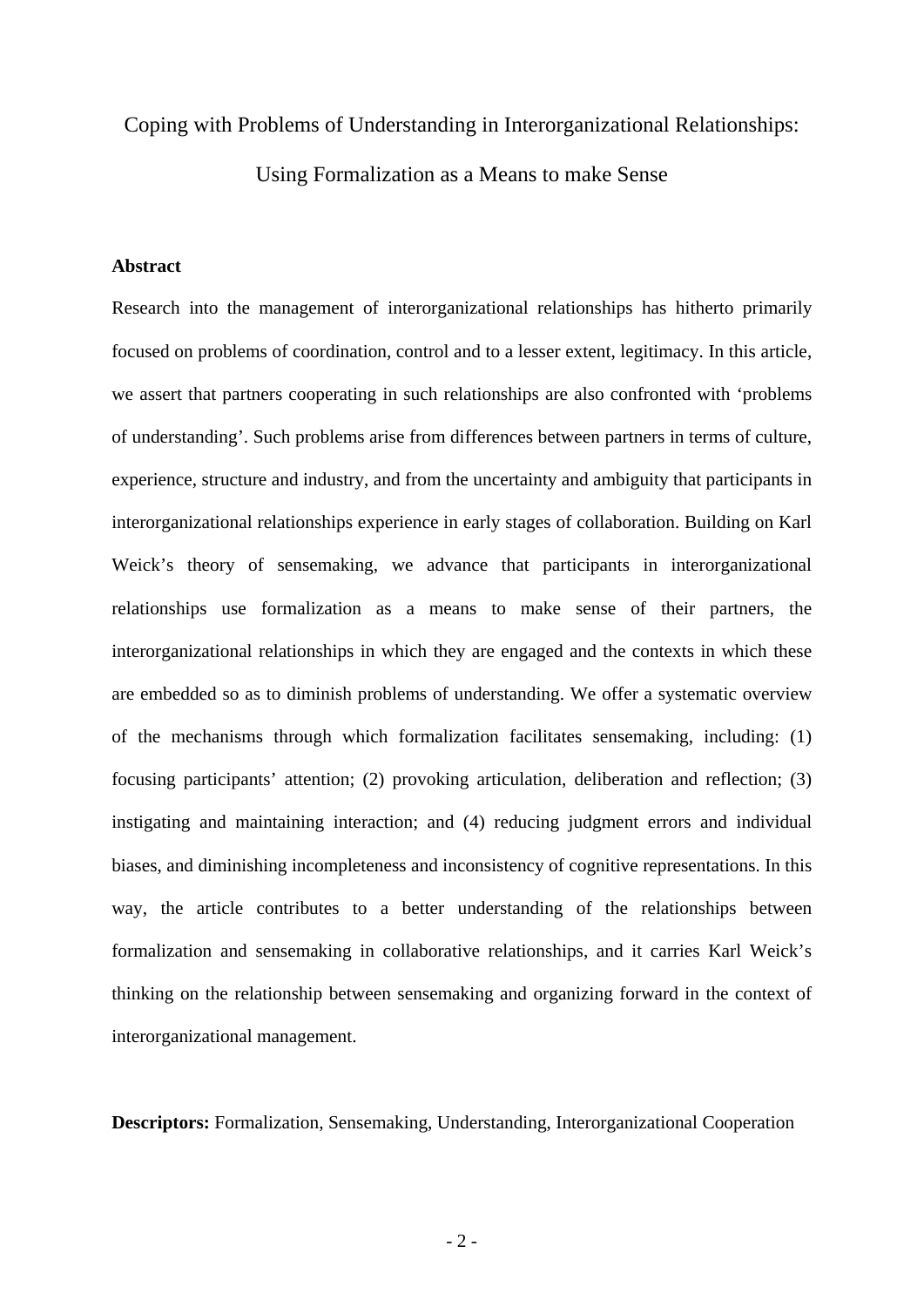# Coping with Problems of Understanding in Interorganizational Relationships: Using Formalization as a Means to make Sense

## Abstract

Research into the management of interorganizational relationships has hitherto primarily focused on problems of coordination, control and to a lesser extent, legitimacy. In this article, we assert that partners cooperating in such relationships are also confronted with 'problems of understanding'. Such problems arise from differences between partners in terms of culture, experience, structure and industry, and from the uncertainty and ambiguity that participants in interorganizational relationships experience in early stages of collaboration. Building on Karl Weick's theory of sensemaking, we advance that participants in interorganizational relationships use formalization as a means to make sense of their partners, the interorganizational relationships in which they are engaged and the contexts in which these are embedded so as to diminish problems of understanding. We offer a systematic overview of the mechanisms through which formalization facilitates sensemaking, including: (1) focusing participants' attention; (2) provoking articulation, deliberation and reflection; (3) instigating and maintaining interaction; and (4) reducing judgment errors and individual biases, and diminishing incompleteness and inconsistency of cognitive representations. In this way, the article contributes to a better understanding of the relationships between formalization and sensemaking in collaborative relationships, and it carries Karl Weick's thinking on the relationship between sensemaking and organizing forward in the context of interorganizational management.

**Descriptors:** Formalization, Sensemaking, Understanding, Interorganizational Cooperation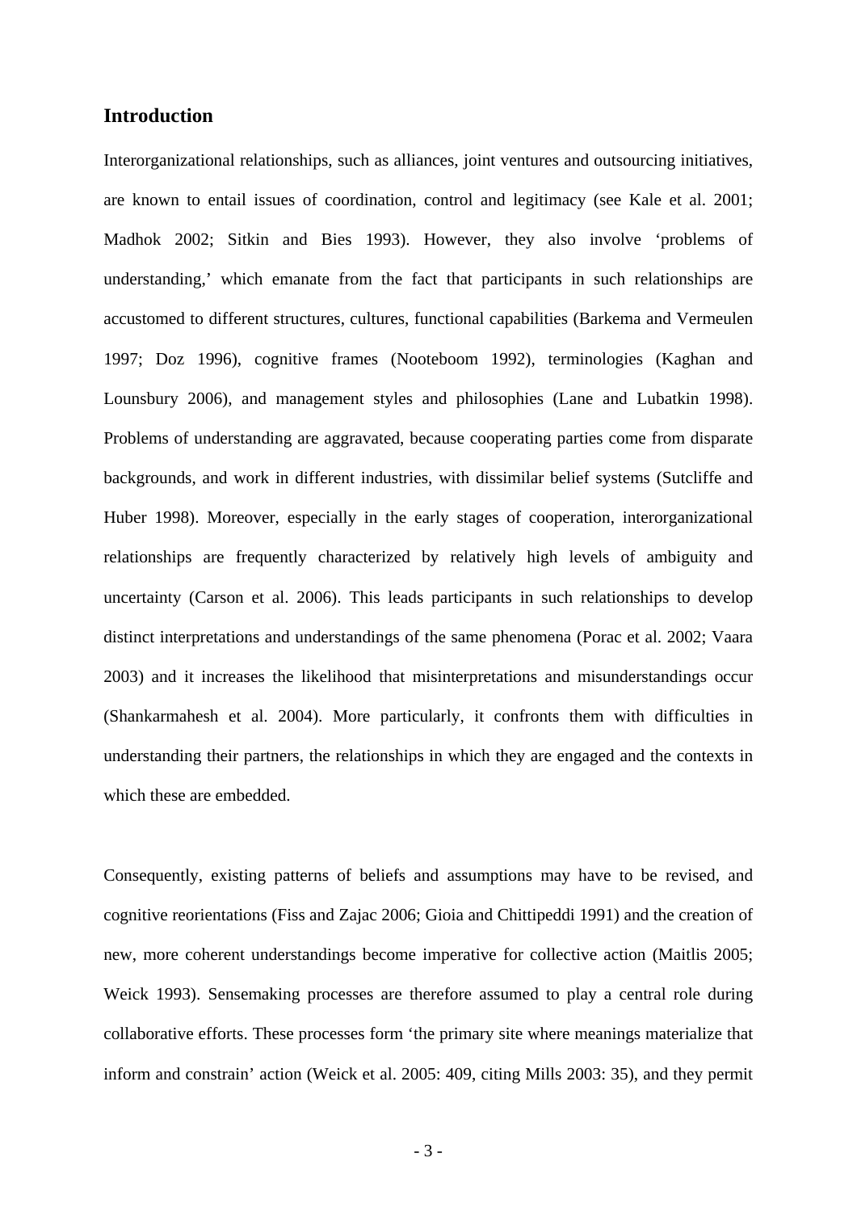## Introduction

Interorganizational relationships, such as alliances, joint ventures and outsourcing initiatives, are known to entail issues of coordination, control and legitimacy (see Kale et al. 2001; Madhok 2002; Sitkin and Bies 1993). However, they also involve 'problems of understanding,' which emanate from the fact that participants in such relationships are accustomed to different structures, cultures, functional capabilities (Barkema and Vermeulen 1997; Doz 1996), cognitive frames (Nooteboom 1992), terminologies (Kaghan and Lounsbury 2006), and management styles and philosophies (Lane and Lubatkin 1998). Problems of understanding are aggravated, because cooperating parties come from disparate backgrounds, and work in different industries, with dissimilar belief systems (Sutcliffe and Huber 1998). Moreover, especially in the early stages of cooperation, interorganizational relationships are frequently characterized by relatively high levels of ambiguity and uncertainty (Carson et al. 2006). This leads participants in such relationships to develop distinct interpretations and understandings of the same phenomena (Porac et al. 2002; Vaara 2003) and it increases the likelihood that misinterpretations and misunderstandings occur (Shankarmahesh et al. 2004). More particularly, it confronts them with difficulties in understanding their partners, the relationships in which they are engaged and the contexts in which these are embedded.

Consequently, existing patterns of beliefs and assumptions may have to be revised, and cognitive reorientations (Fiss and Zajac 2006; Gioia and Chittipeddi 1991) and the creation of new, more coherent understandings become imperative for collective action (Maitlis 2005; Weick 1993). Sensemaking processes are therefore assumed to play a central role during collaborative efforts. These processes form 'the primary site where meanings materialize that inform and constrain' action (Weick et al. 2005: 409, citing Mills 2003: 35), and they permit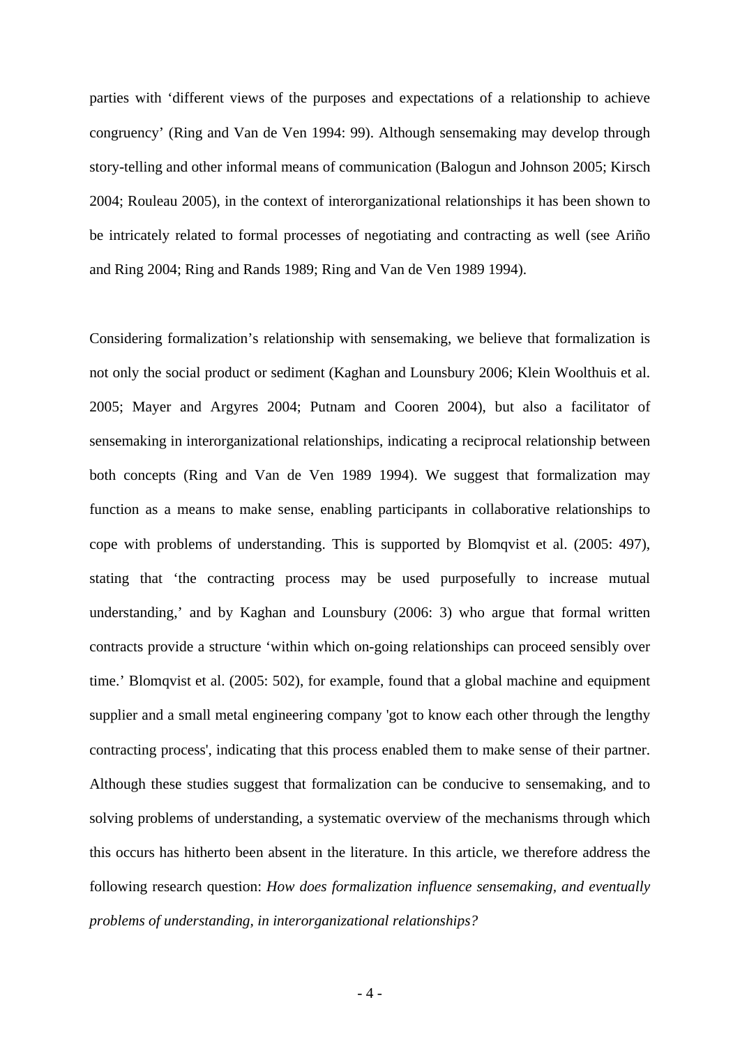parties with 'different views of the purposes and expectations of a relationship to achieve congruency' (Ring and Van de Ven 1994: 99). Although sensemaking may develop through story-telling and other informal means of communication (Balogun and Johnson 2005; Kirsch 2004; Rouleau 2005), in the context of interorganizational relationships it has been shown to be intricately related to formal processes of negotiating and contracting as well (see Ariño and Ring 2004; Ring and Rands 1989; Ring and Van de Ven 1989 1994).

Considering formalization's relationship with sensemaking, we believe that formalization is not only the social product or sediment (Kaghan and Lounsbury 2006; Klein Woolthuis et al. 2005; Mayer and Argyres 2004; Putnam and Cooren 2004), but also a facilitator of sensemaking in interorganizational relationships, indicating a reciprocal relationship between both concepts (Ring and Van de Ven 1989 1994). We suggest that formalization may function as a means to make sense, enabling participants in collaborative relationships to cope with problems of understanding. This is supported by Blomqvist et al. (2005: 497), stating that 'the contracting process may be used purposefully to increase mutual understanding,' and by Kaghan and Lounsbury (2006: 3) who argue that formal written contracts provide a structure 'within which on-going relationships can proceed sensibly over time.' Blomqvist et al. (2005: 502), for example, found that a global machine and equipment supplier and a small metal engineering company 'got to know each other through the lengthy contracting process', indicating that this process enabled them to make sense of their partner. Although these studies suggest that formalization can be conducive to sensemaking, and to solving problems of understanding, a systematic overview of the mechanisms through which this occurs has hitherto been absent in the literature. In this article, we therefore address the following research question: *How does formalization influence sensemaking, and eventually problems of understanding, in interorganizational relationships?*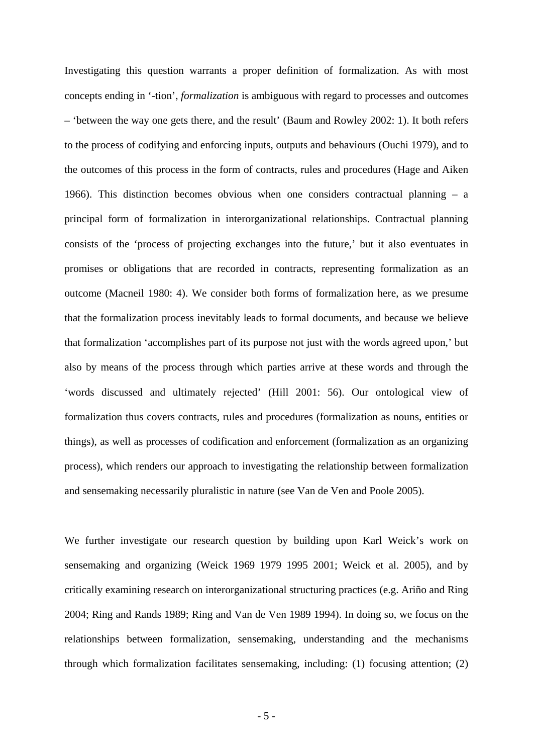Investigating this question warrants a proper definition of formalization. As with most concepts ending in '-tion', *formalization* is ambiguous with regard to processes and outcomes – 'between the way one gets there, and the result' (Baum and Rowley 2002: 1). It both refers to the process of codifying and enforcing inputs, outputs and behaviours (Ouchi 1979), and to the outcomes of this process in the form of contracts, rules and procedures (Hage and Aiken 1966). This distinction becomes obvious when one considers contractual planning – a principal form of formalization in interorganizational relationships. Contractual planning consists of the 'process of projecting exchanges into the future,' but it also eventuates in promises or obligations that are recorded in contracts, representing formalization as an outcome (Macneil 1980: 4). We consider both forms of formalization here, as we presume that the formalization process inevitably leads to formal documents, and because we believe that formalization 'accomplishes part of its purpose not just with the words agreed upon,' but also by means of the process through which parties arrive at these words and through the 'words discussed and ultimately rejected' (Hill 2001: 56). Our ontological view of formalization thus covers contracts, rules and procedures (formalization as nouns, entities or things), as well as processes of codification and enforcement (formalization as an organizing process), which renders our approach to investigating the relationship between formalization and sensemaking necessarily pluralistic in nature (see Van de Ven and Poole 2005).

We further investigate our research question by building upon Karl Weick's work on sensemaking and organizing (Weick 1969 1979 1995 2001; Weick et al. 2005), and by critically examining research on interorganizational structuring practices (e.g. Ariño and Ring 2004; Ring and Rands 1989; Ring and Van de Ven 1989 1994). In doing so, we focus on the relationships between formalization, sensemaking, understanding and the mechanisms through which formalization facilitates sensemaking, including: (1) focusing attention; (2)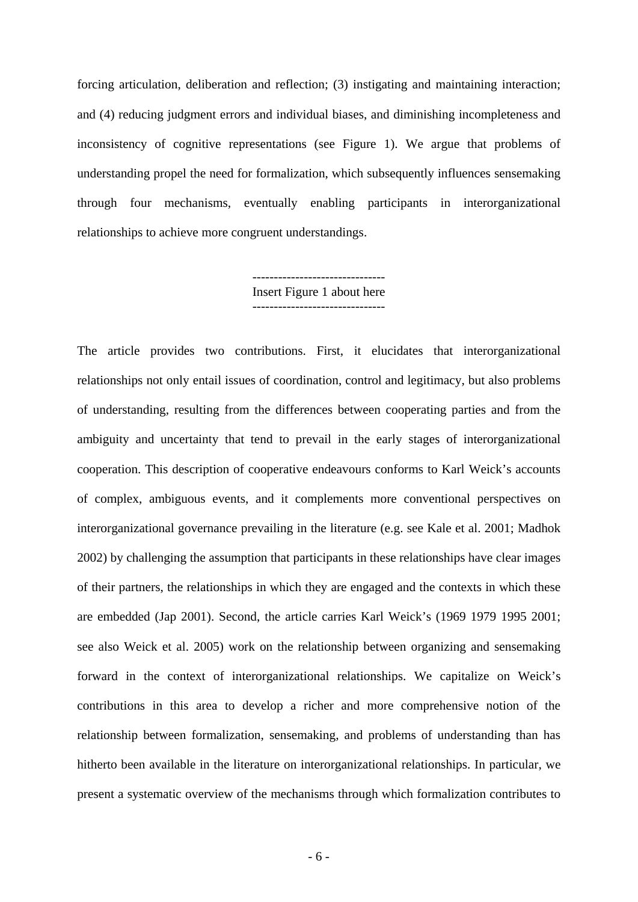forcing articulation, deliberation and reflection; (3) instigating and maintaining interaction; and (4) reducing judgment errors and individual biases, and diminishing incompleteness and inconsistency of cognitive representations (see Figure 1). We argue that problems of understanding propel the need for formalization, which subsequently influences sensemaking through four mechanisms, eventually enabling participants in interorganizational relationships to achieve more congruent understandings.

-------------------------------
Insert Figure 1 about here
-------------------------------

The article provides two contributions. First, it elucidates that interorganizational relationships not only entail issues of coordination, control and legitimacy, but also problems of understanding, resulting from the differences between cooperating parties and from the ambiguity and uncertainty that tend to prevail in the early stages of interorganizational cooperation. This description of cooperative endeavours conforms to Karl Weick's accounts of complex, ambiguous events, and it complements more conventional perspectives on interorganizational governance prevailing in the literature (e.g. see Kale et al. 2001; Madhok 2002) by challenging the assumption that participants in these relationships have clear images of their partners, the relationships in which they are engaged and the contexts in which these are embedded (Jap 2001). Second, the article carries Karl Weick's (1969 1979 1995 2001; see also Weick et al. 2005) work on the relationship between organizing and sensemaking forward in the context of interorganizational relationships. We capitalize on Weick's contributions in this area to develop a richer and more comprehensive notion of the relationship between formalization, sensemaking, and problems of understanding than has hitherto been available in the literature on interorganizational relationships. In particular, we present a systematic overview of the mechanisms through which formalization contributes to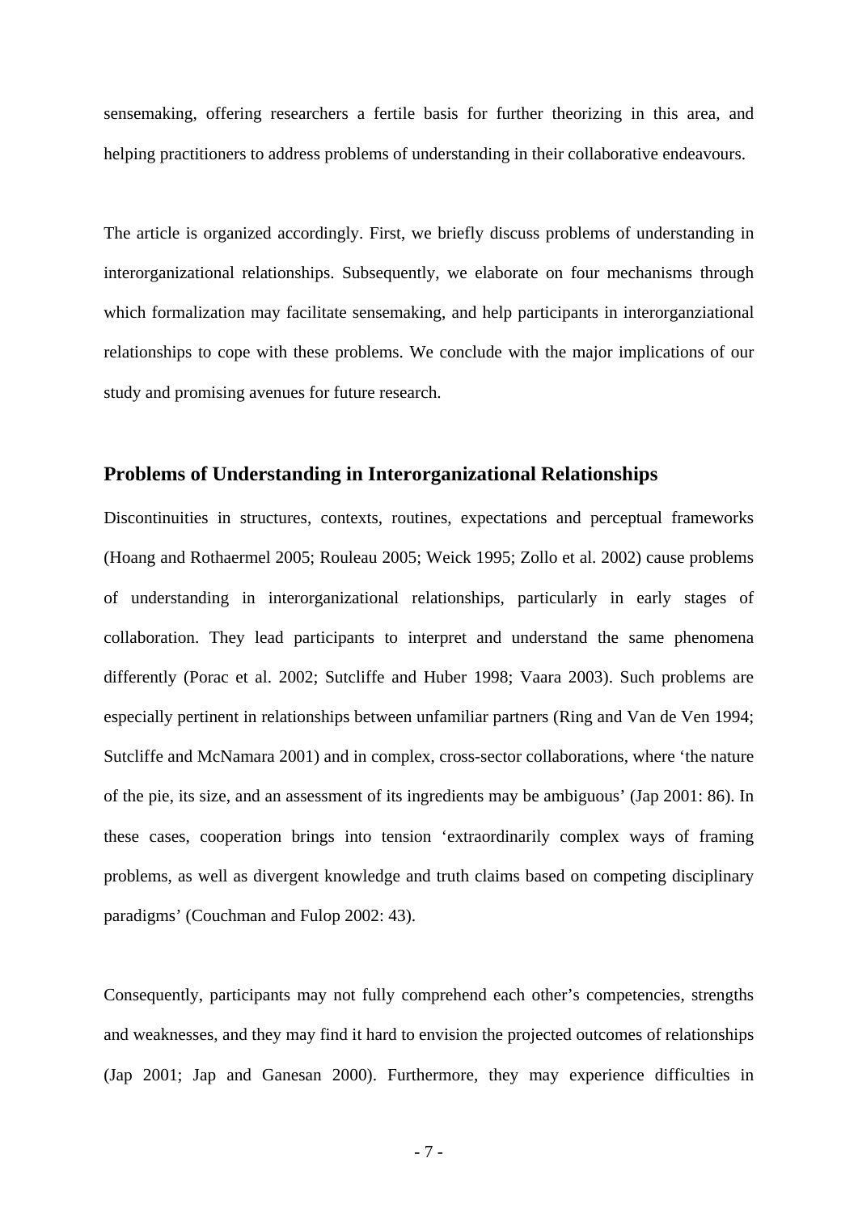sensemaking, offering researchers a fertile basis for further theorizing in this area, and helping practitioners to address problems of understanding in their collaborative endeavours.

The article is organized accordingly. First, we briefly discuss problems of understanding in interorganizational relationships. Subsequently, we elaborate on four mechanisms through which formalization may facilitate sensemaking, and help participants in interorganziational relationships to cope with these problems. We conclude with the major implications of our study and promising avenues for future research.

## Problems of Understanding in Interorganizational Relationships

Discontinuities in structures, contexts, routines, expectations and perceptual frameworks (Hoang and Rothaermel 2005; Rouleau 2005; Weick 1995; Zollo et al. 2002) cause problems of understanding in interorganizational relationships, particularly in early stages of collaboration. They lead participants to interpret and understand the same phenomena differently (Porac et al. 2002; Sutcliffe and Huber 1998; Vaara 2003). Such problems are especially pertinent in relationships between unfamiliar partners (Ring and Van de Ven 1994; Sutcliffe and McNamara 2001) and in complex, cross-sector collaborations, where 'the nature of the pie, its size, and an assessment of its ingredients may be ambiguous' (Jap 2001: 86). In these cases, cooperation brings into tension 'extraordinarily complex ways of framing problems, as well as divergent knowledge and truth claims based on competing disciplinary paradigms' (Couchman and Fulop 2002: 43).

Consequently, participants may not fully comprehend each other's competencies, strengths and weaknesses, and they may find it hard to envision the projected outcomes of relationships (Jap 2001; Jap and Ganesan 2000). Furthermore, they may experience difficulties in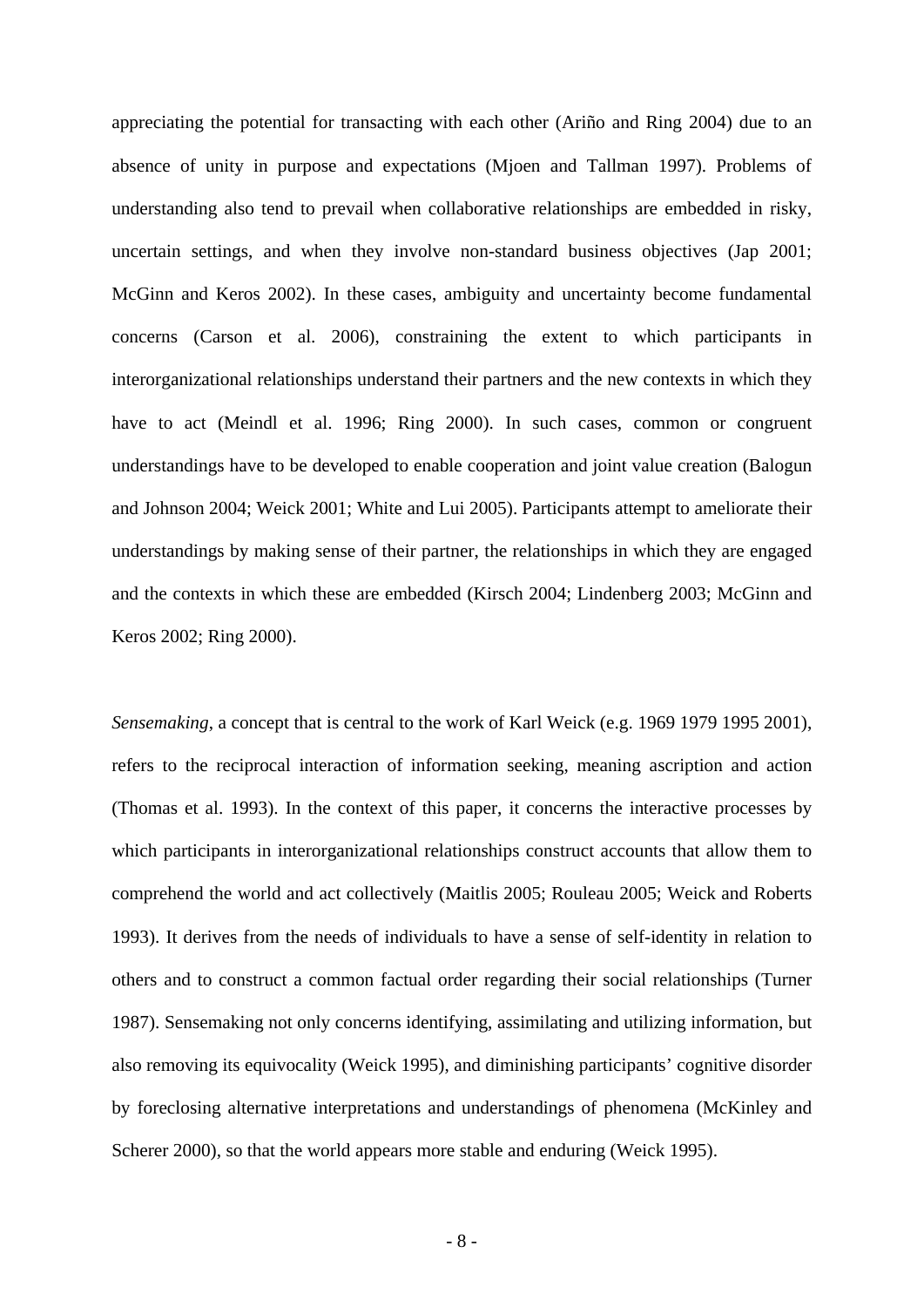appreciating the potential for transacting with each other (Ariño and Ring 2004) due to an absence of unity in purpose and expectations (Mjoen and Tallman 1997). Problems of understanding also tend to prevail when collaborative relationships are embedded in risky, uncertain settings, and when they involve non-standard business objectives (Jap 2001; McGinn and Keros 2002). In these cases, ambiguity and uncertainty become fundamental concerns (Carson et al. 2006), constraining the extent to which participants in interorganizational relationships understand their partners and the new contexts in which they have to act (Meindl et al. 1996; Ring 2000). In such cases, common or congruent understandings have to be developed to enable cooperation and joint value creation (Balogun and Johnson 2004; Weick 2001; White and Lui 2005). Participants attempt to ameliorate their understandings by making sense of their partner, the relationships in which they are engaged and the contexts in which these are embedded (Kirsch 2004; Lindenberg 2003; McGinn and Keros 2002; Ring 2000).

*Sensemaking*, a concept that is central to the work of Karl Weick (e.g. 1969 1979 1995 2001), refers to the reciprocal interaction of information seeking, meaning ascription and action (Thomas et al. 1993). In the context of this paper, it concerns the interactive processes by which participants in interorganizational relationships construct accounts that allow them to comprehend the world and act collectively (Maitlis 2005; Rouleau 2005; Weick and Roberts 1993). It derives from the needs of individuals to have a sense of self-identity in relation to others and to construct a common factual order regarding their social relationships (Turner 1987). Sensemaking not only concerns identifying, assimilating and utilizing information, but also removing its equivocality (Weick 1995), and diminishing participants' cognitive disorder by foreclosing alternative interpretations and understandings of phenomena (McKinley and Scherer 2000), so that the world appears more stable and enduring (Weick 1995).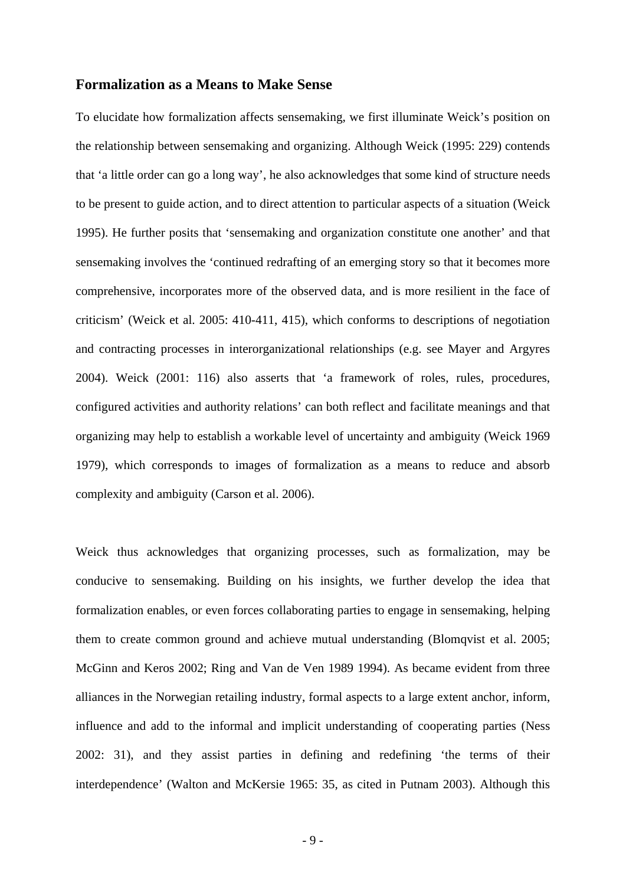## Formalization as a Means to Make Sense

To elucidate how formalization affects sensemaking, we first illuminate Weick's position on the relationship between sensemaking and organizing. Although Weick (1995: 229) contends that 'a little order can go a long way', he also acknowledges that some kind of structure needs to be present to guide action, and to direct attention to particular aspects of a situation (Weick 1995). He further posits that 'sensemaking and organization constitute one another' and that sensemaking involves the 'continued redrafting of an emerging story so that it becomes more comprehensive, incorporates more of the observed data, and is more resilient in the face of criticism' (Weick et al. 2005: 410-411, 415), which conforms to descriptions of negotiation and contracting processes in interorganizational relationships (e.g. see Mayer and Argyres 2004). Weick (2001: 116) also asserts that 'a framework of roles, rules, procedures, configured activities and authority relations' can both reflect and facilitate meanings and that organizing may help to establish a workable level of uncertainty and ambiguity (Weick 1969 1979), which corresponds to images of formalization as a means to reduce and absorb complexity and ambiguity (Carson et al. 2006).

Weick thus acknowledges that organizing processes, such as formalization, may be conducive to sensemaking. Building on his insights, we further develop the idea that formalization enables, or even forces collaborating parties to engage in sensemaking, helping them to create common ground and achieve mutual understanding (Blomqvist et al. 2005; McGinn and Keros 2002; Ring and Van de Ven 1989 1994). As became evident from three alliances in the Norwegian retailing industry, formal aspects to a large extent anchor, inform, influence and add to the informal and implicit understanding of cooperating parties (Ness 2002: 31), and they assist parties in defining and redefining 'the terms of their interdependence' (Walton and McKersie 1965: 35, as cited in Putnam 2003). Although this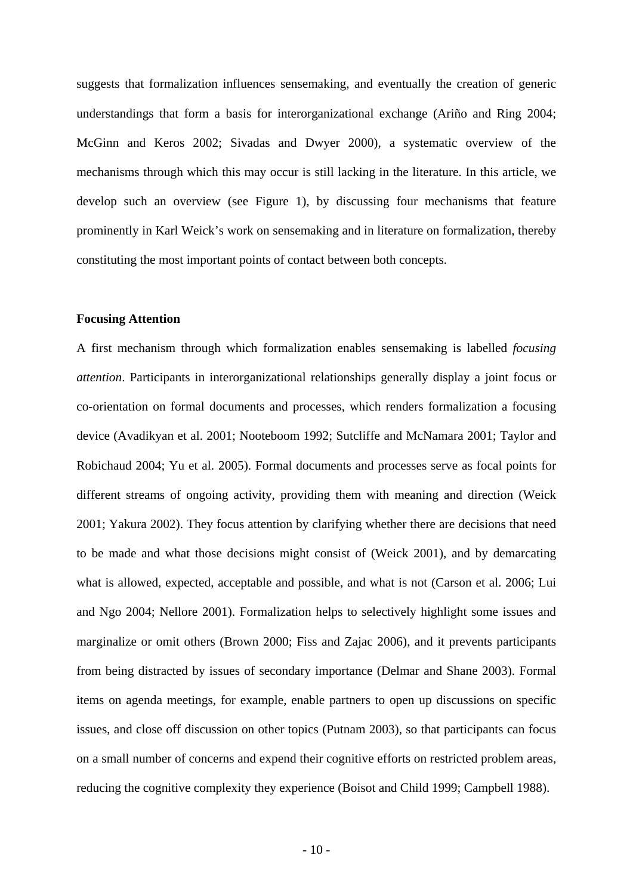suggests that formalization influences sensemaking, and eventually the creation of generic understandings that form a basis for interorganizational exchange (Ariño and Ring 2004; McGinn and Keros 2002; Sivadas and Dwyer 2000), a systematic overview of the mechanisms through which this may occur is still lacking in the literature. In this article, we develop such an overview (see Figure 1), by discussing four mechanisms that feature prominently in Karl Weick's work on sensemaking and in literature on formalization, thereby constituting the most important points of contact between both concepts.

**Focusing Attention**

A first mechanism through which formalization enables sensemaking is labelled *focusing attention*. Participants in interorganizational relationships generally display a joint focus or co-orientation on formal documents and processes, which renders formalization a focusing device (Avadikyan et al. 2001; Nooteboom 1992; Sutcliffe and McNamara 2001; Taylor and Robichaud 2004; Yu et al. 2005). Formal documents and processes serve as focal points for different streams of ongoing activity, providing them with meaning and direction (Weick 2001; Yakura 2002). They focus attention by clarifying whether there are decisions that need to be made and what those decisions might consist of (Weick 2001), and by demarcating what is allowed, expected, acceptable and possible, and what is not (Carson et al. 2006; Lui and Ngo 2004; Nellore 2001). Formalization helps to selectively highlight some issues and marginalize or omit others (Brown 2000; Fiss and Zajac 2006), and it prevents participants from being distracted by issues of secondary importance (Delmar and Shane 2003). Formal items on agenda meetings, for example, enable partners to open up discussions on specific issues, and close off discussion on other topics (Putnam 2003), so that participants can focus on a small number of concerns and expend their cognitive efforts on restricted problem areas, reducing the cognitive complexity they experience (Boisot and Child 1999; Campbell 1988).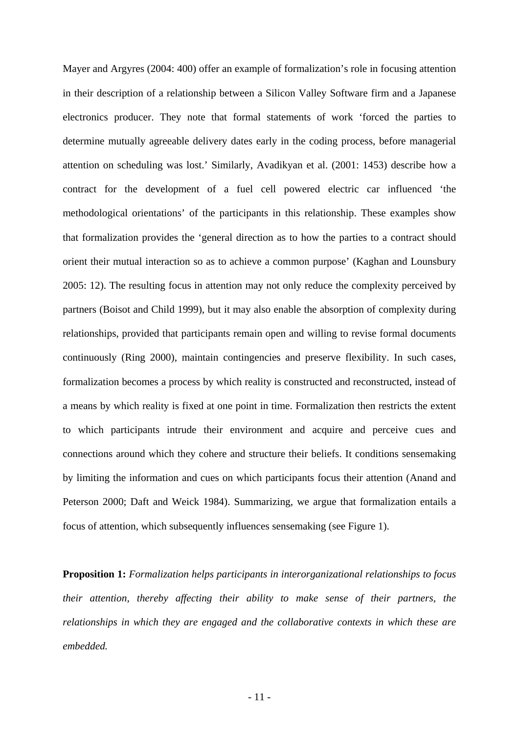Mayer and Argyres (2004: 400) offer an example of formalization's role in focusing attention in their description of a relationship between a Silicon Valley Software firm and a Japanese electronics producer. They note that formal statements of work 'forced the parties to determine mutually agreeable delivery dates early in the coding process, before managerial attention on scheduling was lost.' Similarly, Avadikyan et al. (2001: 1453) describe how a contract for the development of a fuel cell powered electric car influenced 'the methodological orientations' of the participants in this relationship. These examples show that formalization provides the 'general direction as to how the parties to a contract should orient their mutual interaction so as to achieve a common purpose' (Kaghan and Lounsbury 2005: 12). The resulting focus in attention may not only reduce the complexity perceived by partners (Boisot and Child 1999), but it may also enable the absorption of complexity during relationships, provided that participants remain open and willing to revise formal documents continuously (Ring 2000), maintain contingencies and preserve flexibility. In such cases, formalization becomes a process by which reality is constructed and reconstructed, instead of a means by which reality is fixed at one point in time. Formalization then restricts the extent to which participants intrude their environment and acquire and perceive cues and connections around which they cohere and structure their beliefs. It conditions sensemaking by limiting the information and cues on which participants focus their attention (Anand and Peterson 2000; Daft and Weick 1984). Summarizing, we argue that formalization entails a focus of attention, which subsequently influences sensemaking (see Figure 1).

**Proposition 1:** *Formalization helps participants in interorganizational relationships to focus their attention, thereby affecting their ability to make sense of their partners, the relationships in which they are engaged and the collaborative contexts in which these are embedded.*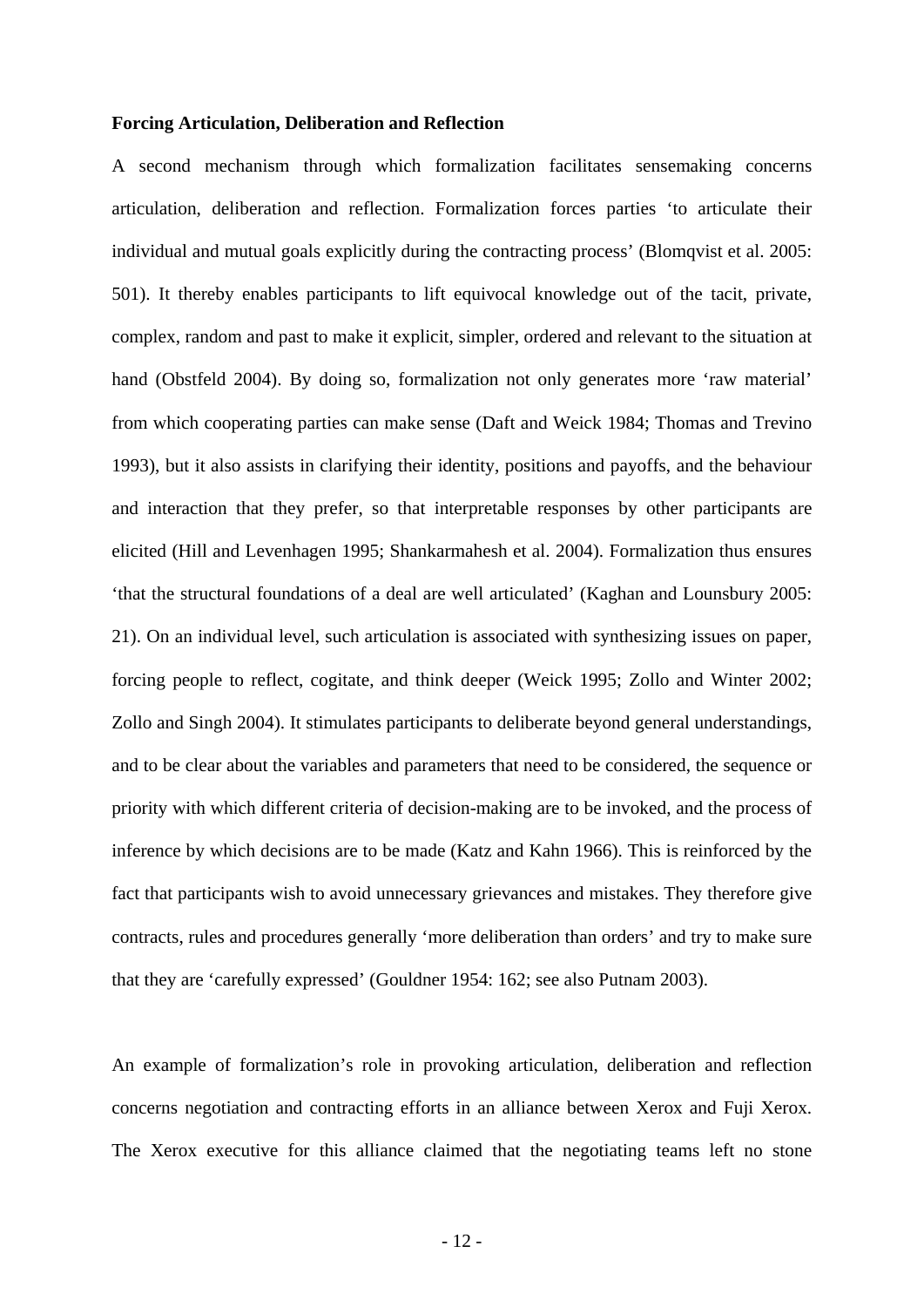**Forcing Articulation, Deliberation and Reflection**

A second mechanism through which formalization facilitates sensemaking concerns articulation, deliberation and reflection. Formalization forces parties 'to articulate their individual and mutual goals explicitly during the contracting process' (Blomqvist et al. 2005: 501). It thereby enables participants to lift equivocal knowledge out of the tacit, private, complex, random and past to make it explicit, simpler, ordered and relevant to the situation at hand (Obstfeld 2004). By doing so, formalization not only generates more 'raw material' from which cooperating parties can make sense (Daft and Weick 1984; Thomas and Trevino 1993), but it also assists in clarifying their identity, positions and payoffs, and the behaviour and interaction that they prefer, so that interpretable responses by other participants are elicited (Hill and Levenhagen 1995; Shankarmahesh et al. 2004). Formalization thus ensures 'that the structural foundations of a deal are well articulated' (Kaghan and Lounsbury 2005: 21). On an individual level, such articulation is associated with synthesizing issues on paper, forcing people to reflect, cogitate, and think deeper (Weick 1995; Zollo and Winter 2002; Zollo and Singh 2004). It stimulates participants to deliberate beyond general understandings, and to be clear about the variables and parameters that need to be considered, the sequence or priority with which different criteria of decision-making are to be invoked, and the process of inference by which decisions are to be made (Katz and Kahn 1966). This is reinforced by the fact that participants wish to avoid unnecessary grievances and mistakes. They therefore give contracts, rules and procedures generally 'more deliberation than orders' and try to make sure that they are 'carefully expressed' (Gouldner 1954: 162; see also Putnam 2003).

An example of formalization's role in provoking articulation, deliberation and reflection concerns negotiation and contracting efforts in an alliance between Xerox and Fuji Xerox. The Xerox executive for this alliance claimed that the negotiating teams left no stone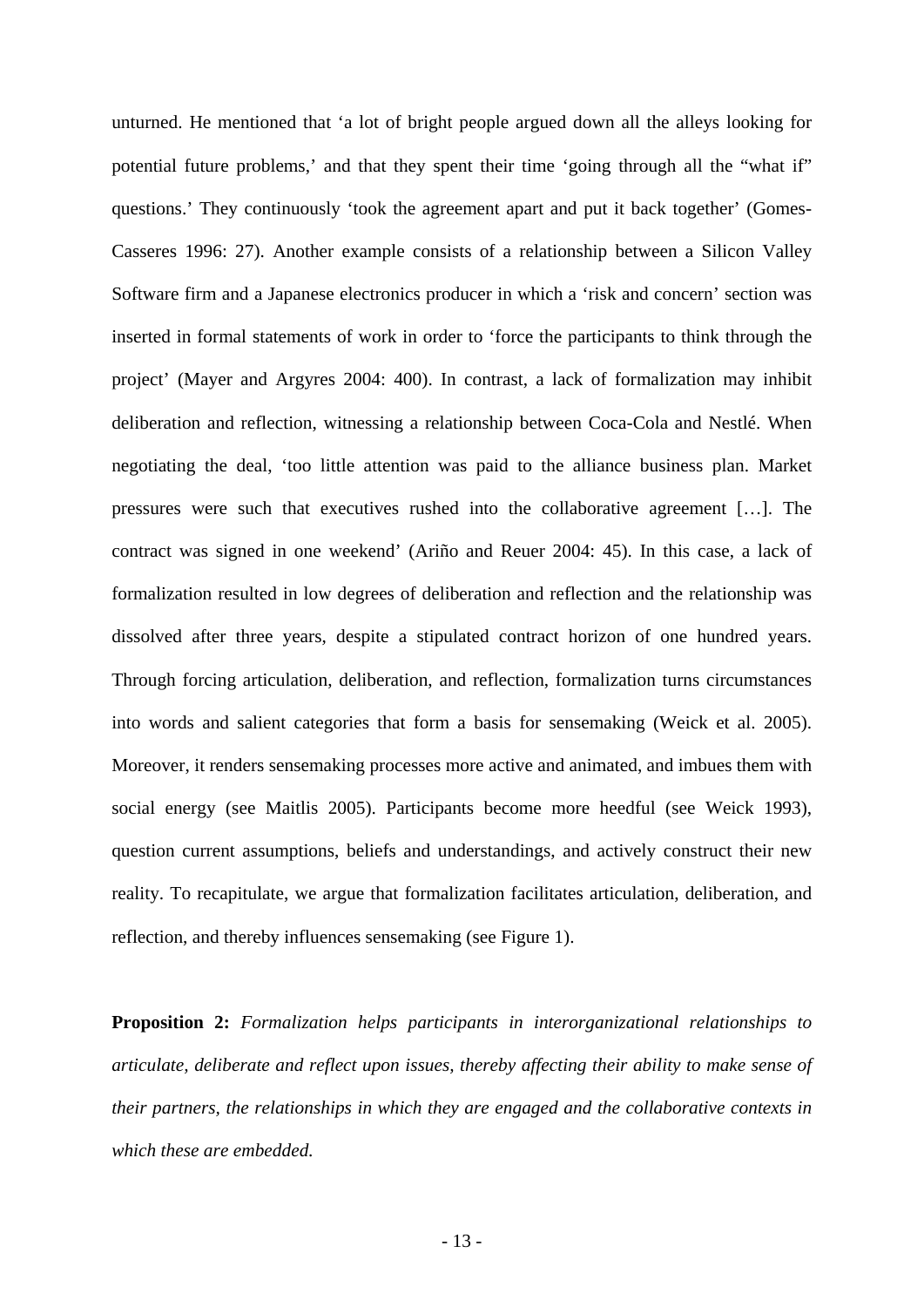unturned. He mentioned that 'a lot of bright people argued down all the alleys looking for potential future problems,' and that they spent their time 'going through all the "what if" questions.' They continuously 'took the agreement apart and put it back together' (Gomes-Casseres 1996: 27). Another example consists of a relationship between a Silicon Valley Software firm and a Japanese electronics producer in which a 'risk and concern' section was inserted in formal statements of work in order to 'force the participants to think through the project' (Mayer and Argyres 2004: 400). In contrast, a lack of formalization may inhibit deliberation and reflection, witnessing a relationship between Coca-Cola and Nestlé. When negotiating the deal, 'too little attention was paid to the alliance business plan. Market pressures were such that executives rushed into the collaborative agreement […]. The contract was signed in one weekend' (Ariño and Reuer 2004: 45). In this case, a lack of formalization resulted in low degrees of deliberation and reflection and the relationship was dissolved after three years, despite a stipulated contract horizon of one hundred years. Through forcing articulation, deliberation, and reflection, formalization turns circumstances into words and salient categories that form a basis for sensemaking (Weick et al. 2005). Moreover, it renders sensemaking processes more active and animated, and imbues them with social energy (see Maitlis 2005). Participants become more heedful (see Weick 1993), question current assumptions, beliefs and understandings, and actively construct their new reality. To recapitulate, we argue that formalization facilitates articulation, deliberation, and reflection, and thereby influences sensemaking (see Figure 1).

**Proposition 2:** *Formalization helps participants in interorganizational relationships to articulate, deliberate and reflect upon issues, thereby affecting their ability to make sense of their partners, the relationships in which they are engaged and the collaborative contexts in which these are embedded.*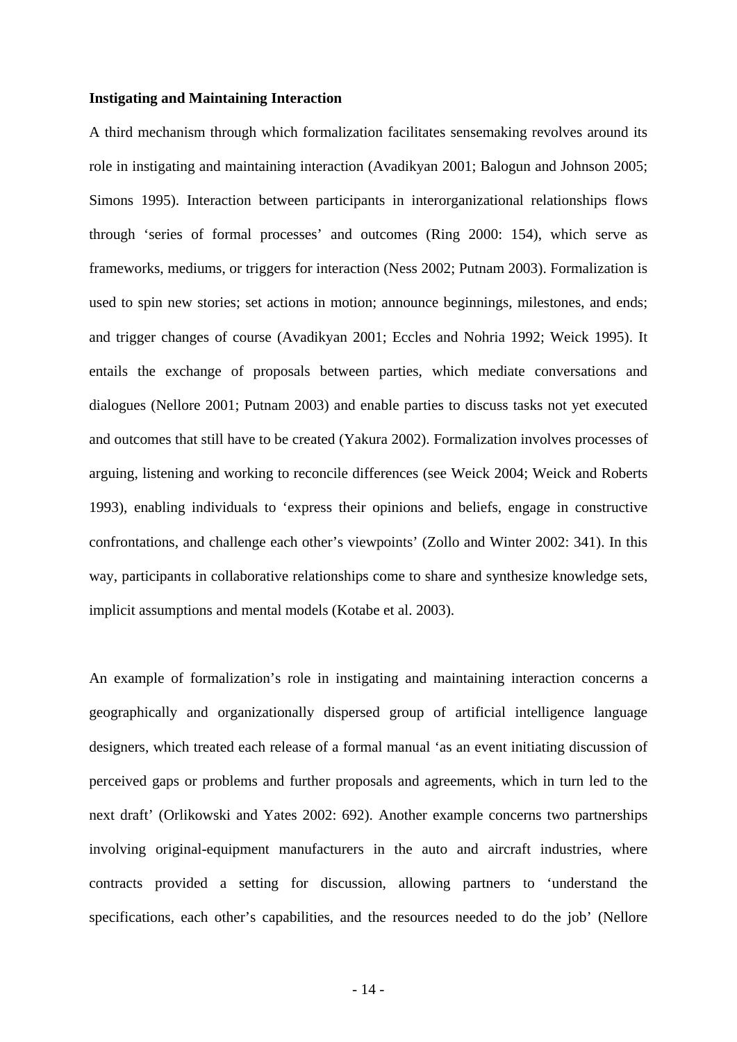**Instigating and Maintaining Interaction**

A third mechanism through which formalization facilitates sensemaking revolves around its role in instigating and maintaining interaction (Avadikyan 2001; Balogun and Johnson 2005; Simons 1995). Interaction between participants in interorganizational relationships flows through 'series of formal processes' and outcomes (Ring 2000: 154), which serve as frameworks, mediums, or triggers for interaction (Ness 2002; Putnam 2003). Formalization is used to spin new stories; set actions in motion; announce beginnings, milestones, and ends; and trigger changes of course (Avadikyan 2001; Eccles and Nohria 1992; Weick 1995). It entails the exchange of proposals between parties, which mediate conversations and dialogues (Nellore 2001; Putnam 2003) and enable parties to discuss tasks not yet executed and outcomes that still have to be created (Yakura 2002). Formalization involves processes of arguing, listening and working to reconcile differences (see Weick 2004; Weick and Roberts 1993), enabling individuals to 'express their opinions and beliefs, engage in constructive confrontations, and challenge each other's viewpoints' (Zollo and Winter 2002: 341). In this way, participants in collaborative relationships come to share and synthesize knowledge sets, implicit assumptions and mental models (Kotabe et al. 2003).

An example of formalization's role in instigating and maintaining interaction concerns a geographically and organizationally dispersed group of artificial intelligence language designers, which treated each release of a formal manual 'as an event initiating discussion of perceived gaps or problems and further proposals and agreements, which in turn led to the next draft' (Orlikowski and Yates 2002: 692). Another example concerns two partnerships involving original-equipment manufacturers in the auto and aircraft industries, where contracts provided a setting for discussion, allowing partners to 'understand the specifications, each other's capabilities, and the resources needed to do the job' (Nellore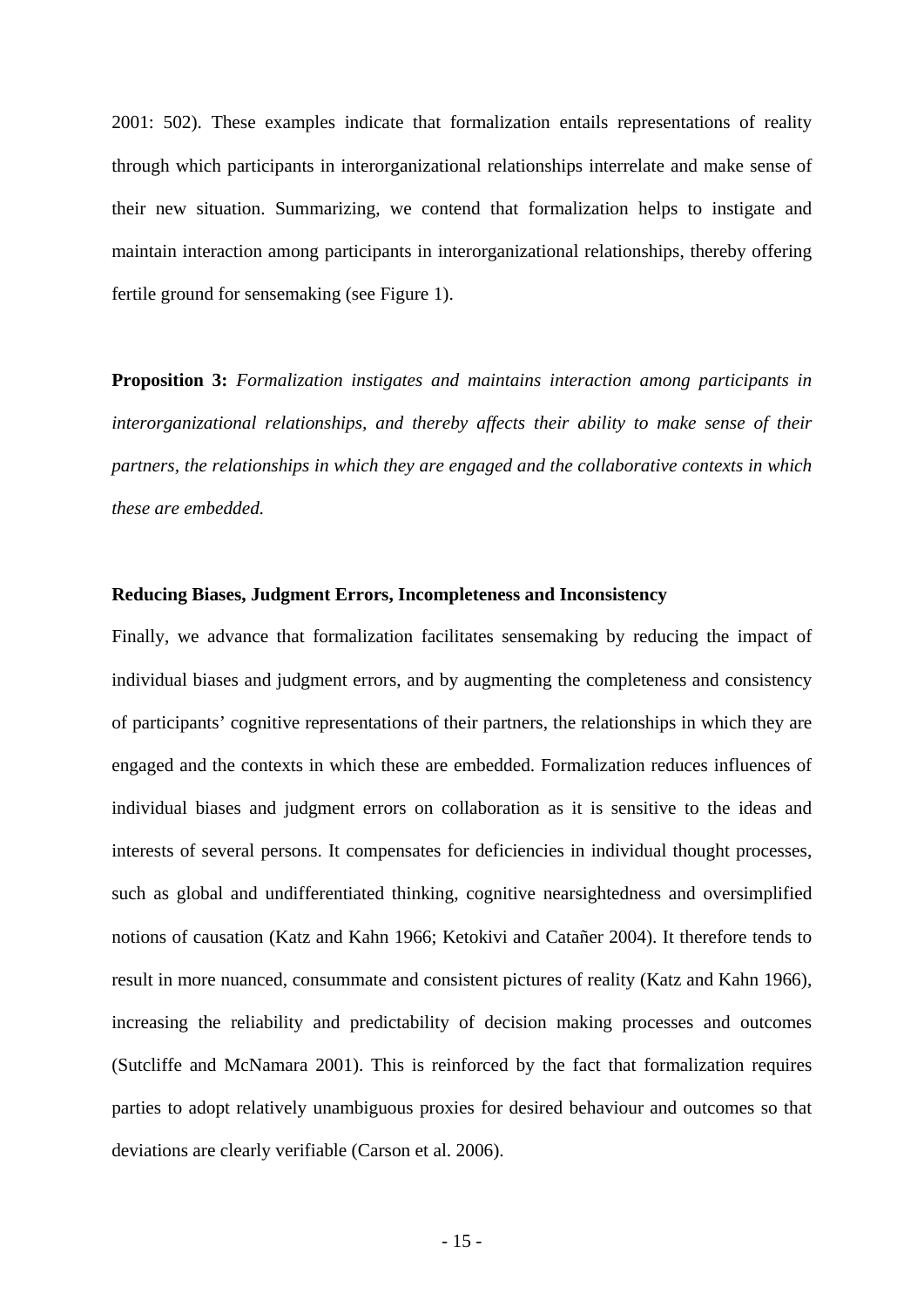2001: 502). These examples indicate that formalization entails representations of reality through which participants in interorganizational relationships interrelate and make sense of their new situation. Summarizing, we contend that formalization helps to instigate and maintain interaction among participants in interorganizational relationships, thereby offering fertile ground for sensemaking (see Figure 1).

**Proposition 3:** *Formalization instigates and maintains interaction among participants in interorganizational relationships, and thereby affects their ability to make sense of their partners, the relationships in which they are engaged and the collaborative contexts in which these are embedded.*

**Reducing Biases, Judgment Errors, Incompleteness and Inconsistency**

Finally, we advance that formalization facilitates sensemaking by reducing the impact of individual biases and judgment errors, and by augmenting the completeness and consistency of participants' cognitive representations of their partners, the relationships in which they are engaged and the contexts in which these are embedded. Formalization reduces influences of individual biases and judgment errors on collaboration as it is sensitive to the ideas and interests of several persons. It compensates for deficiencies in individual thought processes, such as global and undifferentiated thinking, cognitive nearsightedness and oversimplified notions of causation (Katz and Kahn 1966; Ketokivi and Catañer 2004). It therefore tends to result in more nuanced, consummate and consistent pictures of reality (Katz and Kahn 1966), increasing the reliability and predictability of decision making processes and outcomes (Sutcliffe and McNamara 2001). This is reinforced by the fact that formalization requires parties to adopt relatively unambiguous proxies for desired behaviour and outcomes so that deviations are clearly verifiable (Carson et al. 2006).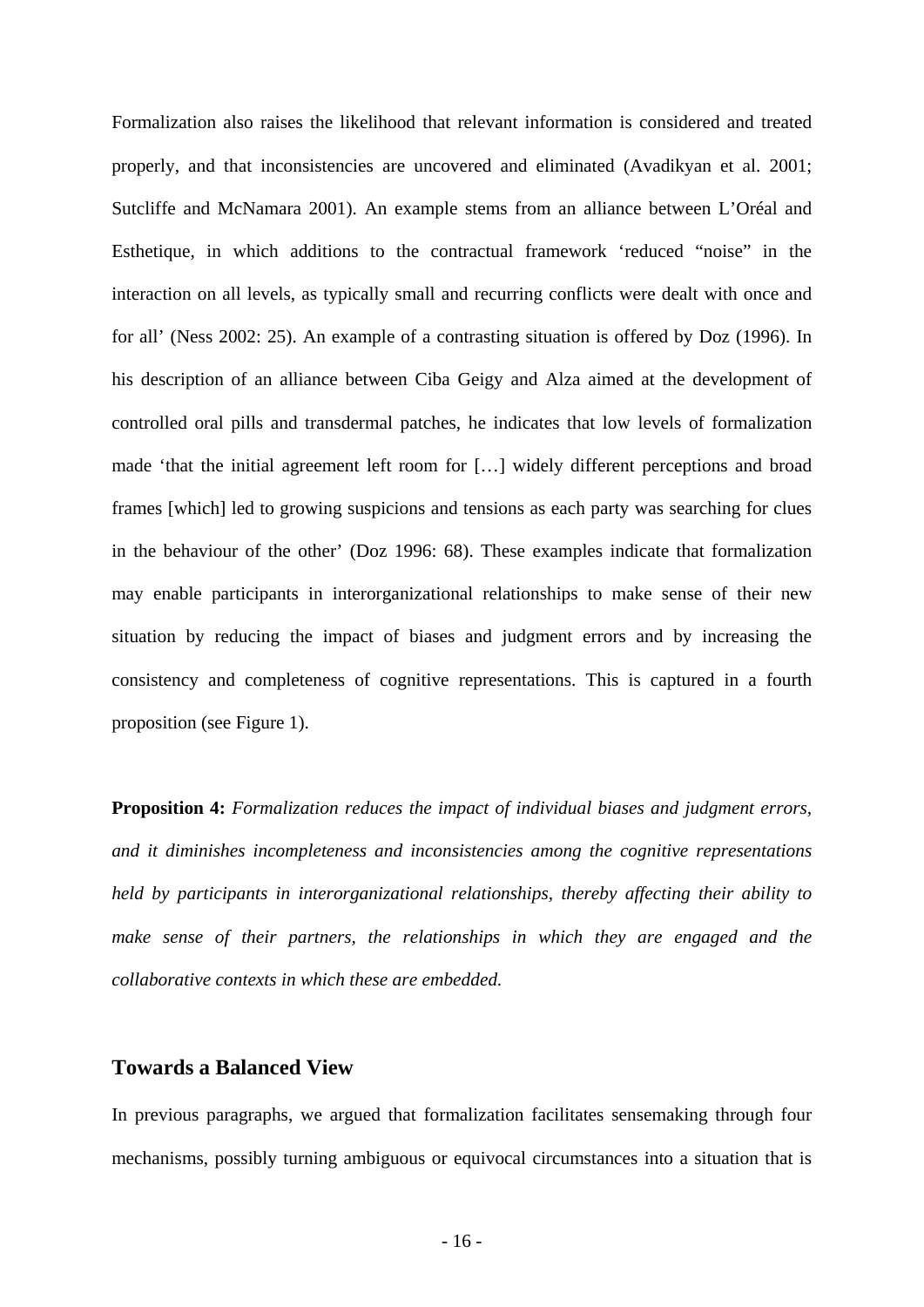Formalization also raises the likelihood that relevant information is considered and treated properly, and that inconsistencies are uncovered and eliminated (Avadikyan et al. 2001; Sutcliffe and McNamara 2001). An example stems from an alliance between L'Oréal and Esthetique, in which additions to the contractual framework 'reduced "noise" in the interaction on all levels, as typically small and recurring conflicts were dealt with once and for all' (Ness 2002: 25). An example of a contrasting situation is offered by Doz (1996). In his description of an alliance between Ciba Geigy and Alza aimed at the development of controlled oral pills and transdermal patches, he indicates that low levels of formalization made 'that the initial agreement left room for […] widely different perceptions and broad frames [which] led to growing suspicions and tensions as each party was searching for clues in the behaviour of the other' (Doz 1996: 68). These examples indicate that formalization may enable participants in interorganizational relationships to make sense of their new situation by reducing the impact of biases and judgment errors and by increasing the consistency and completeness of cognitive representations. This is captured in a fourth proposition (see Figure 1).

**Proposition 4:** *Formalization reduces the impact of individual biases and judgment errors, and it diminishes incompleteness and inconsistencies among the cognitive representations held by participants in interorganizational relationships, thereby affecting their ability to make sense of their partners, the relationships in which they are engaged and the collaborative contexts in which these are embedded.*

## Towards a Balanced View

In previous paragraphs, we argued that formalization facilitates sensemaking through four mechanisms, possibly turning ambiguous or equivocal circumstances into a situation that is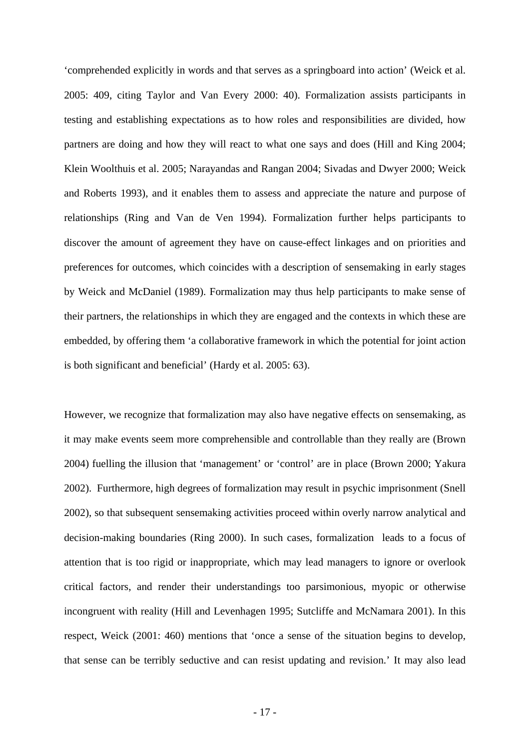'comprehended explicitly in words and that serves as a springboard into action' (Weick et al. 2005: 409, citing Taylor and Van Every 2000: 40). Formalization assists participants in testing and establishing expectations as to how roles and responsibilities are divided, how partners are doing and how they will react to what one says and does (Hill and King 2004; Klein Woolthuis et al. 2005; Narayandas and Rangan 2004; Sivadas and Dwyer 2000; Weick and Roberts 1993), and it enables them to assess and appreciate the nature and purpose of relationships (Ring and Van de Ven 1994). Formalization further helps participants to discover the amount of agreement they have on cause-effect linkages and on priorities and preferences for outcomes, which coincides with a description of sensemaking in early stages by Weick and McDaniel (1989). Formalization may thus help participants to make sense of their partners, the relationships in which they are engaged and the contexts in which these are embedded, by offering them 'a collaborative framework in which the potential for joint action is both significant and beneficial' (Hardy et al. 2005: 63).

However, we recognize that formalization may also have negative effects on sensemaking, as it may make events seem more comprehensible and controllable than they really are (Brown 2004) fuelling the illusion that 'management' or 'control' are in place (Brown 2000; Yakura 2002). Furthermore, high degrees of formalization may result in psychic imprisonment (Snell 2002), so that subsequent sensemaking activities proceed within overly narrow analytical and decision-making boundaries (Ring 2000). In such cases, formalization leads to a focus of attention that is too rigid or inappropriate, which may lead managers to ignore or overlook critical factors, and render their understandings too parsimonious, myopic or otherwise incongruent with reality (Hill and Levenhagen 1995; Sutcliffe and McNamara 2001). In this respect, Weick (2001: 460) mentions that 'once a sense of the situation begins to develop, that sense can be terribly seductive and can resist updating and revision.' It may also lead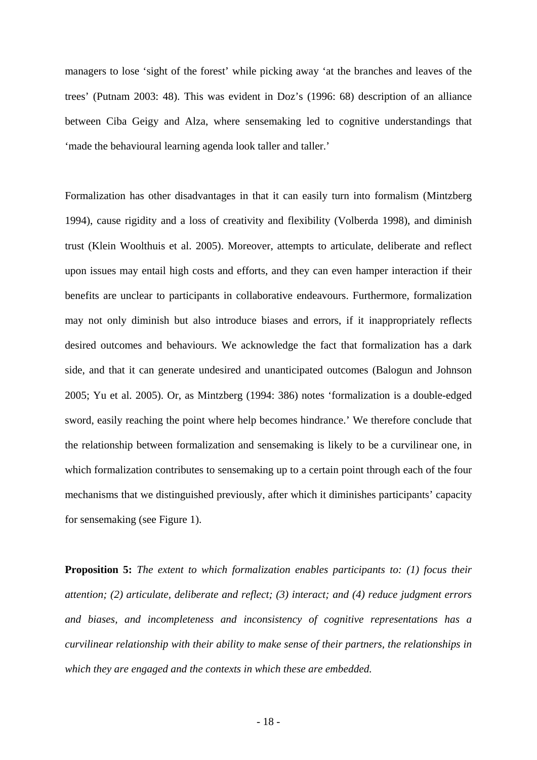managers to lose 'sight of the forest' while picking away 'at the branches and leaves of the trees' (Putnam 2003: 48). This was evident in Doz's (1996: 68) description of an alliance between Ciba Geigy and Alza, where sensemaking led to cognitive understandings that 'made the behavioural learning agenda look taller and taller.'

Formalization has other disadvantages in that it can easily turn into formalism (Mintzberg 1994), cause rigidity and a loss of creativity and flexibility (Volberda 1998), and diminish trust (Klein Woolthuis et al. 2005). Moreover, attempts to articulate, deliberate and reflect upon issues may entail high costs and efforts, and they can even hamper interaction if their benefits are unclear to participants in collaborative endeavours. Furthermore, formalization may not only diminish but also introduce biases and errors, if it inappropriately reflects desired outcomes and behaviours. We acknowledge the fact that formalization has a dark side, and that it can generate undesired and unanticipated outcomes (Balogun and Johnson 2005; Yu et al. 2005). Or, as Mintzberg (1994: 386) notes 'formalization is a double-edged sword, easily reaching the point where help becomes hindrance.' We therefore conclude that the relationship between formalization and sensemaking is likely to be a curvilinear one, in which formalization contributes to sensemaking up to a certain point through each of the four mechanisms that we distinguished previously, after which it diminishes participants' capacity for sensemaking (see Figure 1).

**Proposition 5:** *The extent to which formalization enables participants to: (1) focus their attention; (2) articulate, deliberate and reflect; (3) interact; and (4) reduce judgment errors and biases, and incompleteness and inconsistency of cognitive representations has a curvilinear relationship with their ability to make sense of their partners, the relationships in which they are engaged and the contexts in which these are embedded.*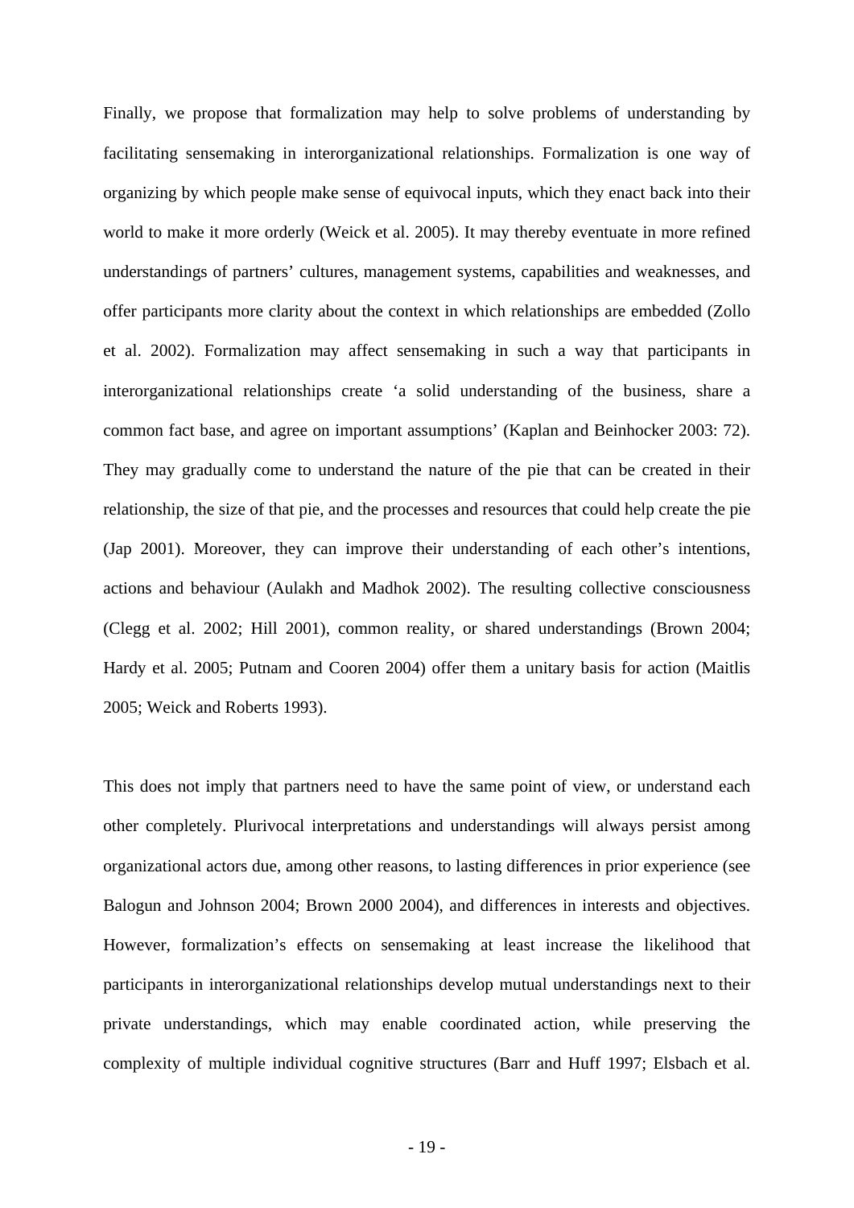Finally, we propose that formalization may help to solve problems of understanding by facilitating sensemaking in interorganizational relationships. Formalization is one way of organizing by which people make sense of equivocal inputs, which they enact back into their world to make it more orderly (Weick et al. 2005). It may thereby eventuate in more refined understandings of partners' cultures, management systems, capabilities and weaknesses, and offer participants more clarity about the context in which relationships are embedded (Zollo et al. 2002). Formalization may affect sensemaking in such a way that participants in interorganizational relationships create 'a solid understanding of the business, share a common fact base, and agree on important assumptions' (Kaplan and Beinhocker 2003: 72). They may gradually come to understand the nature of the pie that can be created in their relationship, the size of that pie, and the processes and resources that could help create the pie (Jap 2001). Moreover, they can improve their understanding of each other's intentions, actions and behaviour (Aulakh and Madhok 2002). The resulting collective consciousness (Clegg et al. 2002; Hill 2001), common reality, or shared understandings (Brown 2004; Hardy et al. 2005; Putnam and Cooren 2004) offer them a unitary basis for action (Maitlis 2005; Weick and Roberts 1993).

This does not imply that partners need to have the same point of view, or understand each other completely. Plurivocal interpretations and understandings will always persist among organizational actors due, among other reasons, to lasting differences in prior experience (see Balogun and Johnson 2004; Brown 2000 2004), and differences in interests and objectives. However, formalization's effects on sensemaking at least increase the likelihood that participants in interorganizational relationships develop mutual understandings next to their private understandings, which may enable coordinated action, while preserving the complexity of multiple individual cognitive structures (Barr and Huff 1997; Elsbach et al.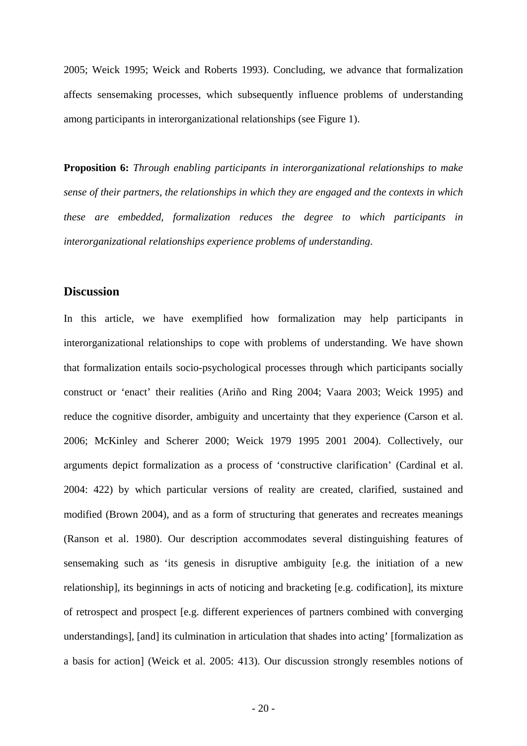2005; Weick 1995; Weick and Roberts 1993). Concluding, we advance that formalization affects sensemaking processes, which subsequently influence problems of understanding among participants in interorganizational relationships (see Figure 1).

**Proposition 6:** *Through enabling participants in interorganizational relationships to make sense of their partners, the relationships in which they are engaged and the contexts in which these are embedded, formalization reduces the degree to which participants in interorganizational relationships experience problems of understanding.*

## Discussion

In this article, we have exemplified how formalization may help participants in interorganizational relationships to cope with problems of understanding. We have shown that formalization entails socio-psychological processes through which participants socially construct or 'enact' their realities (Ariño and Ring 2004; Vaara 2003; Weick 1995) and reduce the cognitive disorder, ambiguity and uncertainty that they experience (Carson et al. 2006; McKinley and Scherer 2000; Weick 1979 1995 2001 2004). Collectively, our arguments depict formalization as a process of 'constructive clarification' (Cardinal et al. 2004: 422) by which particular versions of reality are created, clarified, sustained and modified (Brown 2004), and as a form of structuring that generates and recreates meanings (Ranson et al. 1980). Our description accommodates several distinguishing features of sensemaking such as 'its genesis in disruptive ambiguity [e.g. the initiation of a new relationship], its beginnings in acts of noticing and bracketing [e.g. codification], its mixture of retrospect and prospect [e.g. different experiences of partners combined with converging understandings], [and] its culmination in articulation that shades into acting' [formalization as a basis for action] (Weick et al. 2005: 413). Our discussion strongly resembles notions of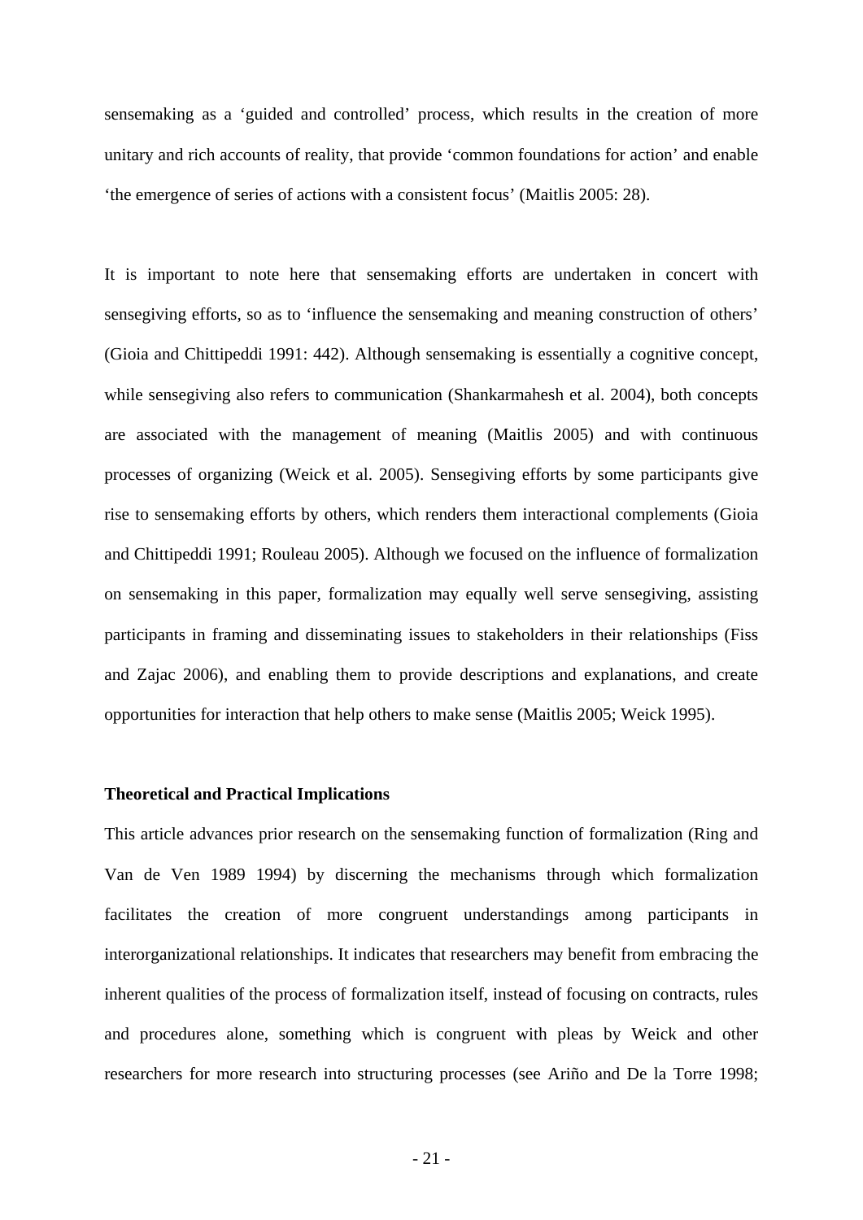sensemaking as a 'guided and controlled' process, which results in the creation of more unitary and rich accounts of reality, that provide 'common foundations for action' and enable 'the emergence of series of actions with a consistent focus' (Maitlis 2005: 28).

It is important to note here that sensemaking efforts are undertaken in concert with sensegiving efforts, so as to 'influence the sensemaking and meaning construction of others' (Gioia and Chittipeddi 1991: 442). Although sensemaking is essentially a cognitive concept, while sensegiving also refers to communication (Shankarmahesh et al. 2004), both concepts are associated with the management of meaning (Maitlis 2005) and with continuous processes of organizing (Weick et al. 2005). Sensegiving efforts by some participants give rise to sensemaking efforts by others, which renders them interactional complements (Gioia and Chittipeddi 1991; Rouleau 2005). Although we focused on the influence of formalization on sensemaking in this paper, formalization may equally well serve sensegiving, assisting participants in framing and disseminating issues to stakeholders in their relationships (Fiss and Zajac 2006), and enabling them to provide descriptions and explanations, and create opportunities for interaction that help others to make sense (Maitlis 2005; Weick 1995).

**Theoretical and Practical Implications**

This article advances prior research on the sensemaking function of formalization (Ring and Van de Ven 1989 1994) by discerning the mechanisms through which formalization facilitates the creation of more congruent understandings among participants in interorganizational relationships. It indicates that researchers may benefit from embracing the inherent qualities of the process of formalization itself, instead of focusing on contracts, rules and procedures alone, something which is congruent with pleas by Weick and other researchers for more research into structuring processes (see Ariño and De la Torre 1998;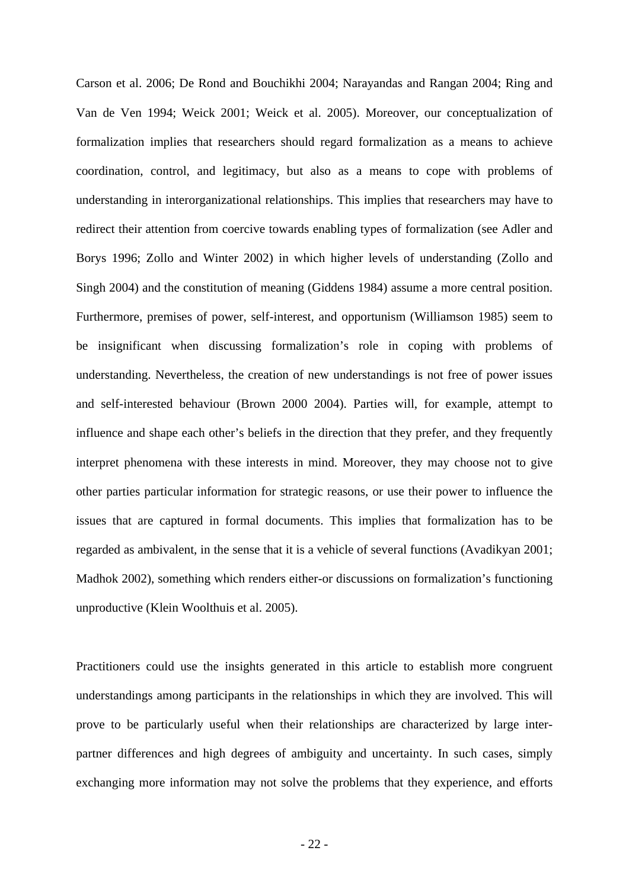Carson et al. 2006; De Rond and Bouchikhi 2004; Narayandas and Rangan 2004; Ring and Van de Ven 1994; Weick 2001; Weick et al. 2005). Moreover, our conceptualization of formalization implies that researchers should regard formalization as a means to achieve coordination, control, and legitimacy, but also as a means to cope with problems of understanding in interorganizational relationships. This implies that researchers may have to redirect their attention from coercive towards enabling types of formalization (see Adler and Borys 1996; Zollo and Winter 2002) in which higher levels of understanding (Zollo and Singh 2004) and the constitution of meaning (Giddens 1984) assume a more central position. Furthermore, premises of power, self-interest, and opportunism (Williamson 1985) seem to be insignificant when discussing formalization's role in coping with problems of understanding. Nevertheless, the creation of new understandings is not free of power issues and self-interested behaviour (Brown 2000 2004). Parties will, for example, attempt to influence and shape each other's beliefs in the direction that they prefer, and they frequently interpret phenomena with these interests in mind. Moreover, they may choose not to give other parties particular information for strategic reasons, or use their power to influence the issues that are captured in formal documents. This implies that formalization has to be regarded as ambivalent, in the sense that it is a vehicle of several functions (Avadikyan 2001; Madhok 2002), something which renders either-or discussions on formalization's functioning unproductive (Klein Woolthuis et al. 2005).

Practitioners could use the insights generated in this article to establish more congruent understandings among participants in the relationships in which they are involved. This will prove to be particularly useful when their relationships are characterized by large inter-partner differences and high degrees of ambiguity and uncertainty. In such cases, simply exchanging more information may not solve the problems that they experience, and efforts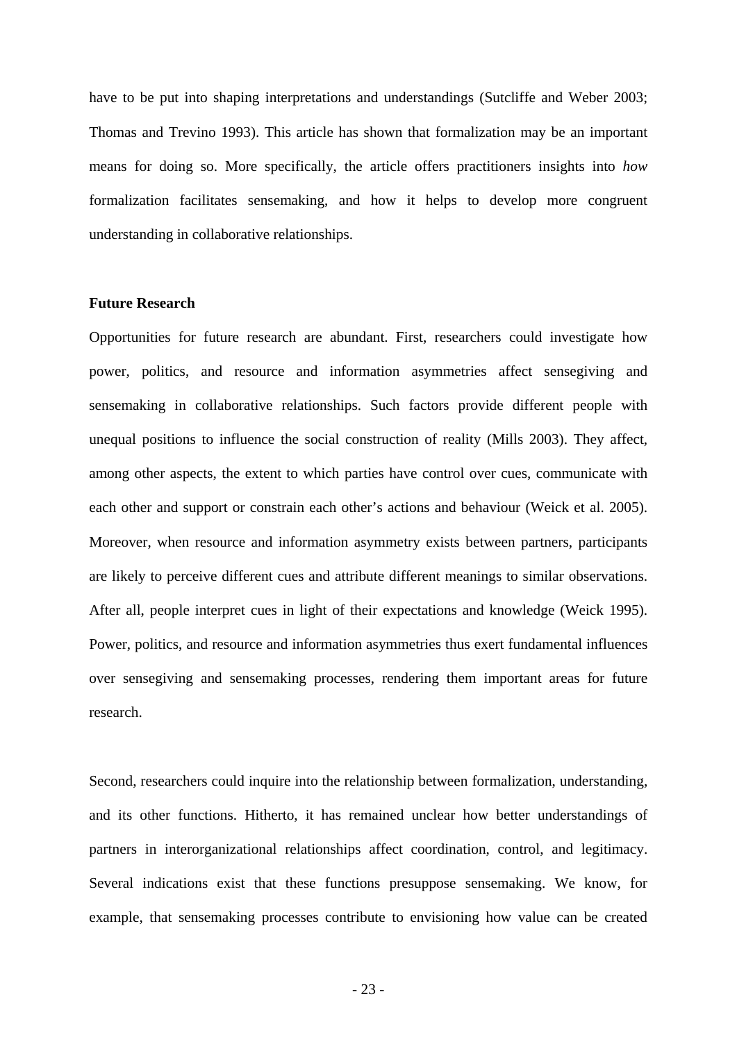have to be put into shaping interpretations and understandings (Sutcliffe and Weber 2003; Thomas and Trevino 1993). This article has shown that formalization may be an important means for doing so. More specifically, the article offers practitioners insights into *how* formalization facilitates sensemaking, and how it helps to develop more congruent understanding in collaborative relationships.

**Future Research**

Opportunities for future research are abundant. First, researchers could investigate how power, politics, and resource and information asymmetries affect sensegiving and sensemaking in collaborative relationships. Such factors provide different people with unequal positions to influence the social construction of reality (Mills 2003). They affect, among other aspects, the extent to which parties have control over cues, communicate with each other and support or constrain each other's actions and behaviour (Weick et al. 2005). Moreover, when resource and information asymmetry exists between partners, participants are likely to perceive different cues and attribute different meanings to similar observations. After all, people interpret cues in light of their expectations and knowledge (Weick 1995). Power, politics, and resource and information asymmetries thus exert fundamental influences over sensegiving and sensemaking processes, rendering them important areas for future research.

Second, researchers could inquire into the relationship between formalization, understanding, and its other functions. Hitherto, it has remained unclear how better understandings of partners in interorganizational relationships affect coordination, control, and legitimacy. Several indications exist that these functions presuppose sensemaking. We know, for example, that sensemaking processes contribute to envisioning how value can be created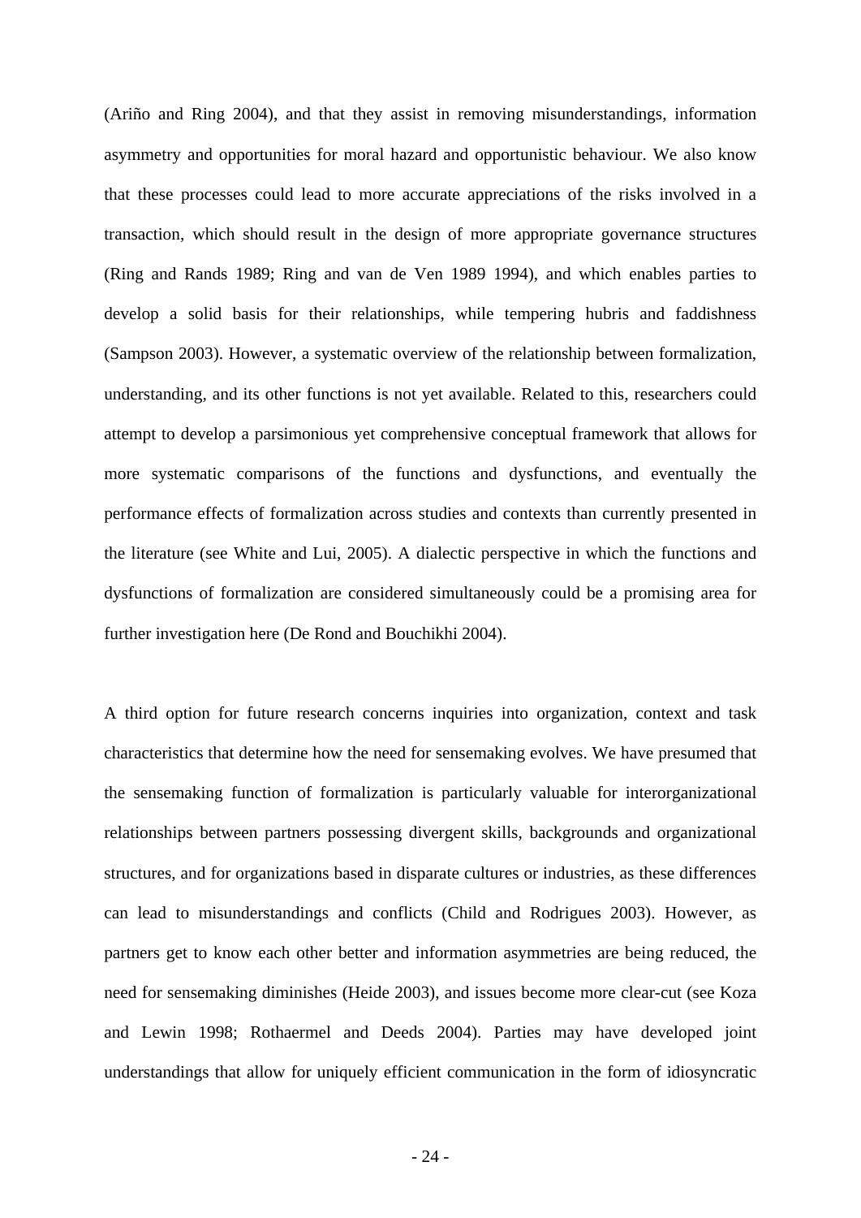(Ariño and Ring 2004), and that they assist in removing misunderstandings, information asymmetry and opportunities for moral hazard and opportunistic behaviour. We also know that these processes could lead to more accurate appreciations of the risks involved in a transaction, which should result in the design of more appropriate governance structures (Ring and Rands 1989; Ring and van de Ven 1989 1994), and which enables parties to develop a solid basis for their relationships, while tempering hubris and faddishness (Sampson 2003). However, a systematic overview of the relationship between formalization, understanding, and its other functions is not yet available. Related to this, researchers could attempt to develop a parsimonious yet comprehensive conceptual framework that allows for more systematic comparisons of the functions and dysfunctions, and eventually the performance effects of formalization across studies and contexts than currently presented in the literature (see White and Lui, 2005). A dialectic perspective in which the functions and dysfunctions of formalization are considered simultaneously could be a promising area for further investigation here (De Rond and Bouchikhi 2004).

A third option for future research concerns inquiries into organization, context and task characteristics that determine how the need for sensemaking evolves. We have presumed that the sensemaking function of formalization is particularly valuable for interorganizational relationships between partners possessing divergent skills, backgrounds and organizational structures, and for organizations based in disparate cultures or industries, as these differences can lead to misunderstandings and conflicts (Child and Rodrigues 2003). However, as partners get to know each other better and information asymmetries are being reduced, the need for sensemaking diminishes (Heide 2003), and issues become more clear-cut (see Koza and Lewin 1998; Rothaermel and Deeds 2004). Parties may have developed joint understandings that allow for uniquely efficient communication in the form of idiosyncratic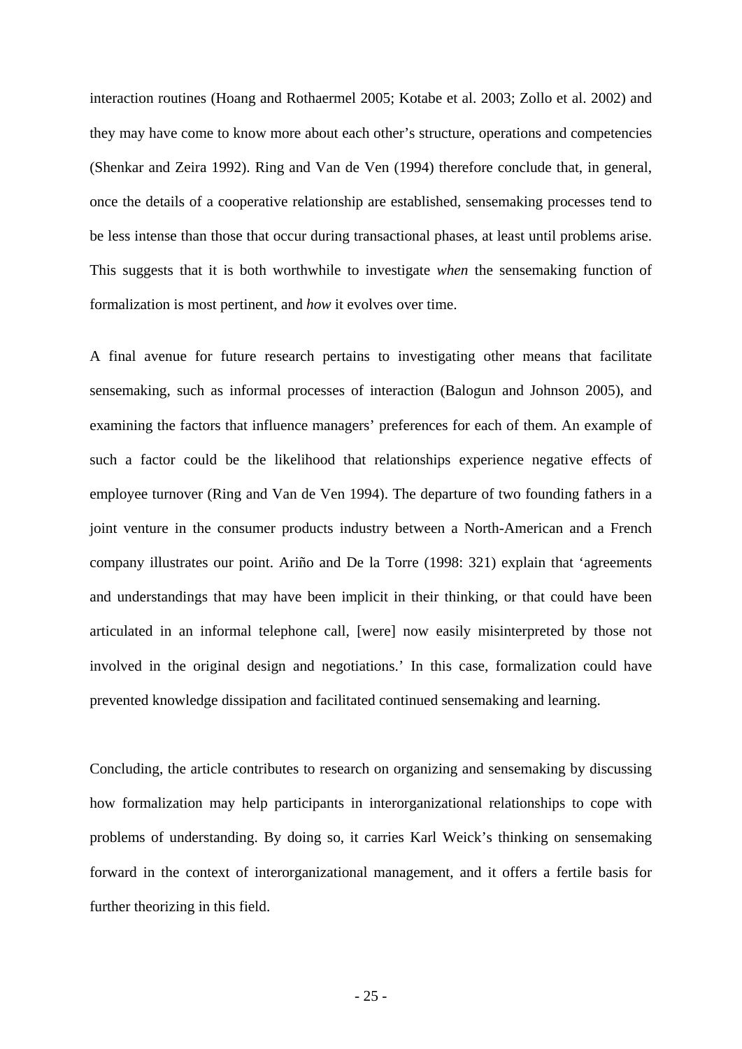interaction routines (Hoang and Rothaermel 2005; Kotabe et al. 2003; Zollo et al. 2002) and they may have come to know more about each other's structure, operations and competencies (Shenkar and Zeira 1992). Ring and Van de Ven (1994) therefore conclude that, in general, once the details of a cooperative relationship are established, sensemaking processes tend to be less intense than those that occur during transactional phases, at least until problems arise. This suggests that it is both worthwhile to investigate *when* the sensemaking function of formalization is most pertinent, and *how* it evolves over time.

A final avenue for future research pertains to investigating other means that facilitate sensemaking, such as informal processes of interaction (Balogun and Johnson 2005), and examining the factors that influence managers' preferences for each of them. An example of such a factor could be the likelihood that relationships experience negative effects of employee turnover (Ring and Van de Ven 1994). The departure of two founding fathers in a joint venture in the consumer products industry between a North-American and a French company illustrates our point. Ariño and De la Torre (1998: 321) explain that 'agreements and understandings that may have been implicit in their thinking, or that could have been articulated in an informal telephone call, [were] now easily misinterpreted by those not involved in the original design and negotiations.' In this case, formalization could have prevented knowledge dissipation and facilitated continued sensemaking and learning.

Concluding, the article contributes to research on organizing and sensemaking by discussing how formalization may help participants in interorganizational relationships to cope with problems of understanding. By doing so, it carries Karl Weick's thinking on sensemaking forward in the context of interorganizational management, and it offers a fertile basis for further theorizing in this field.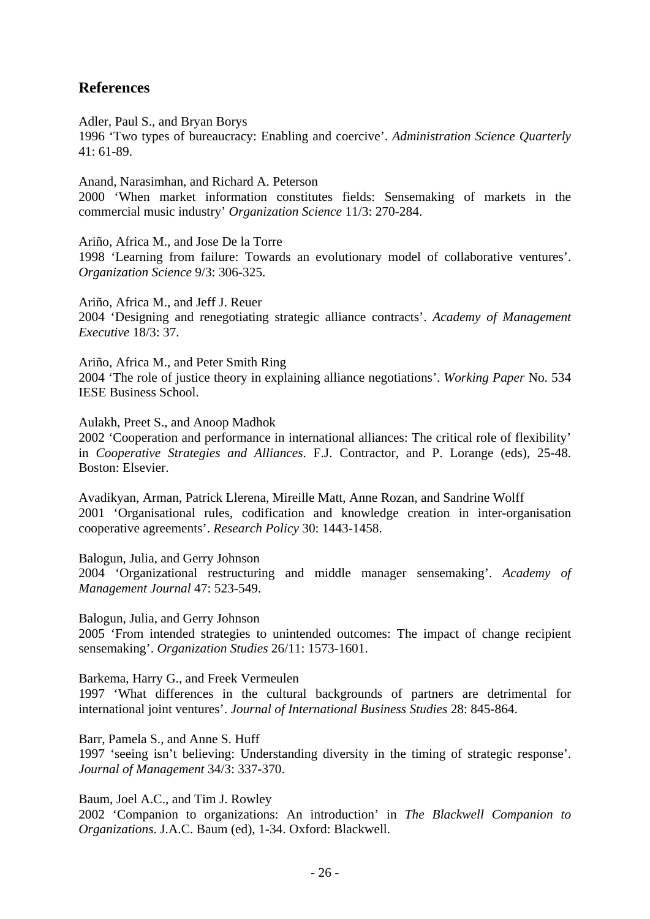## References

Adler, Paul S., and Bryan Borys
1996 'Two types of bureaucracy: Enabling and coercive'. *Administration Science Quarterly* 41: 61-89.

Anand, Narasimhan, and Richard A. Peterson
2000 'When market information constitutes fields: Sensemaking of markets in the commercial music industry' *Organization Science* 11/3: 270-284.

Ariño, Africa M., and Jose De la Torre
1998 'Learning from failure: Towards an evolutionary model of collaborative ventures'. *Organization Science* 9/3: 306-325.

Ariño, Africa M., and Jeff J. Reuer
2004 'Designing and renegotiating strategic alliance contracts'. *Academy of Management Executive* 18/3: 37.

Ariño, Africa M., and Peter Smith Ring
2004 'The role of justice theory in explaining alliance negotiations'. *Working Paper* No. 534 IESE Business School.

Aulakh, Preet S., and Anoop Madhok
2002 'Cooperation and performance in international alliances: The critical role of flexibility' in *Cooperative Strategies and Alliances*. F.J. Contractor, and P. Lorange (eds), 25-48. Boston: Elsevier.

Avadikyan, Arman, Patrick Llerena, Mireille Matt, Anne Rozan, and Sandrine Wolff
2001 'Organisational rules, codification and knowledge creation in inter-organisation cooperative agreements'. *Research Policy* 30: 1443-1458.

Balogun, Julia, and Gerry Johnson
2004 'Organizational restructuring and middle manager sensemaking'. *Academy of Management Journal* 47: 523-549.

Balogun, Julia, and Gerry Johnson
2005 'From intended strategies to unintended outcomes: The impact of change recipient sensemaking'. *Organization Studies* 26/11: 1573-1601.

Barkema, Harry G., and Freek Vermeulen
1997 'What differences in the cultural backgrounds of partners are detrimental for international joint ventures'. *Journal of International Business Studies* 28: 845-864.

Barr, Pamela S., and Anne S. Huff
1997 'seeing isn't believing: Understanding diversity in the timing of strategic response'. *Journal of Management* 34/3: 337-370.

Baum, Joel A.C., and Tim J. Rowley
2002 'Companion to organizations: An introduction' in *The Blackwell Companion to Organizations*. J.A.C. Baum (ed), 1-34. Oxford: Blackwell.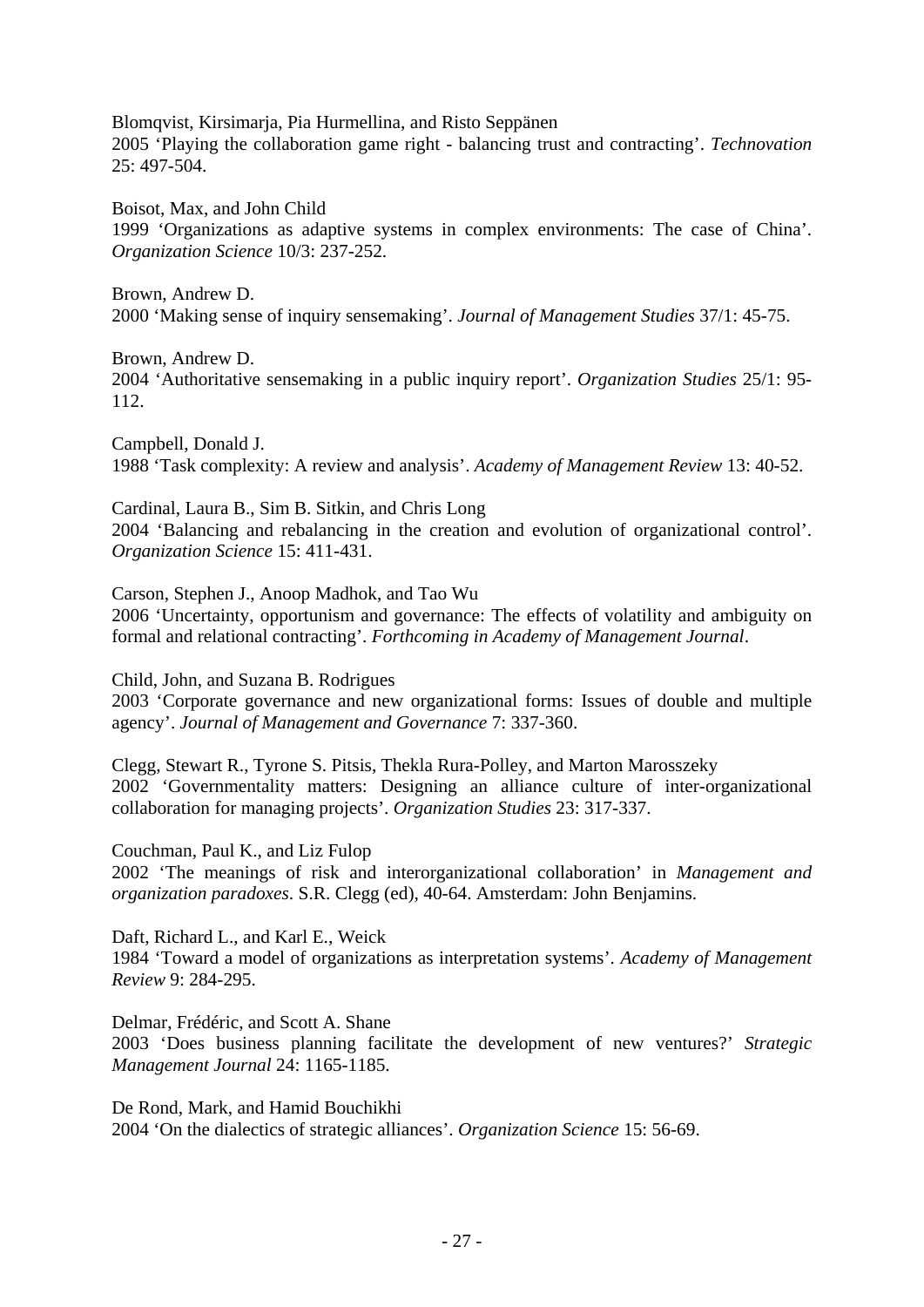Blomqvist, Kirsimarja, Pia Hurmellina, and Risto Seppänen
2005 'Playing the collaboration game right - balancing trust and contracting'. *Technovation* 25: 497-504.

Boisot, Max, and John Child
1999 'Organizations as adaptive systems in complex environments: The case of China'. *Organization Science* 10/3: 237-252.

Brown, Andrew D.
2000 'Making sense of inquiry sensemaking'. *Journal of Management Studies* 37/1: 45-75.

Brown, Andrew D.
2004 'Authoritative sensemaking in a public inquiry report'. *Organization Studies* 25/1: 95-112.

Campbell, Donald J.
1988 'Task complexity: A review and analysis'. *Academy of Management Review* 13: 40-52.

Cardinal, Laura B., Sim B. Sitkin, and Chris Long
2004 'Balancing and rebalancing in the creation and evolution of organizational control'. *Organization Science* 15: 411-431.

Carson, Stephen J., Anoop Madhok, and Tao Wu
2006 'Uncertainty, opportunism and governance: The effects of volatility and ambiguity on formal and relational contracting'. *Forthcoming in Academy of Management Journal*.

Child, John, and Suzana B. Rodrigues
2003 'Corporate governance and new organizational forms: Issues of double and multiple agency'. *Journal of Management and Governance* 7: 337-360.

Clegg, Stewart R., Tyrone S. Pitsis, Thekla Rura-Polley, and Marton Marosszeky
2002 'Governmentality matters: Designing an alliance culture of inter-organizational collaboration for managing projects'. *Organization Studies* 23: 317-337.

Couchman, Paul K., and Liz Fulop
2002 'The meanings of risk and interorganizational collaboration' in *Management and organization paradoxes*. S.R. Clegg (ed), 40-64. Amsterdam: John Benjamins.

Daft, Richard L., and Karl E., Weick
1984 'Toward a model of organizations as interpretation systems'. *Academy of Management Review* 9: 284-295.

Delmar, Frédéric, and Scott A. Shane
2003 'Does business planning facilitate the development of new ventures?' *Strategic Management Journal* 24: 1165-1185.

De Rond, Mark, and Hamid Bouchikhi
2004 'On the dialectics of strategic alliances'. *Organization Science* 15: 56-69.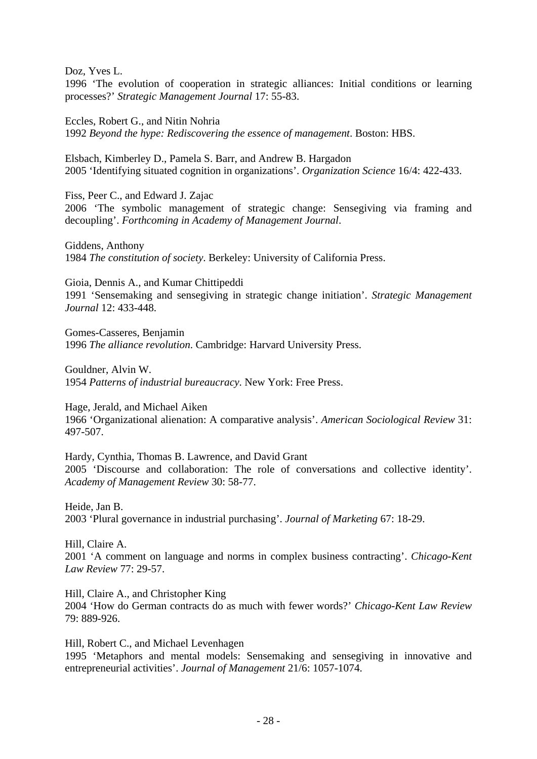Doz, Yves L.
1996 'The evolution of cooperation in strategic alliances: Initial conditions or learning processes?' *Strategic Management Journal* 17: 55-83.

Eccles, Robert G., and Nitin Nohria
1992 *Beyond the hype: Rediscovering the essence of management*. Boston: HBS.

Elsbach, Kimberley D., Pamela S. Barr, and Andrew B. Hargadon
2005 'Identifying situated cognition in organizations'. *Organization Science* 16/4: 422-433.

Fiss, Peer C., and Edward J. Zajac
2006 'The symbolic management of strategic change: Sensegiving via framing and decoupling'. *Forthcoming in Academy of Management Journal*.

Giddens, Anthony
1984 *The constitution of society*. Berkeley: University of California Press.

Gioia, Dennis A., and Kumar Chittipeddi
1991 'Sensemaking and sensegiving in strategic change initiation'. *Strategic Management Journal* 12: 433-448.

Gomes-Casseres, Benjamin
1996 *The alliance revolution*. Cambridge: Harvard University Press.

Gouldner, Alvin W.
1954 *Patterns of industrial bureaucracy*. New York: Free Press.

Hage, Jerald, and Michael Aiken
1966 'Organizational alienation: A comparative analysis'. *American Sociological Review* 31: 497-507.

Hardy, Cynthia, Thomas B. Lawrence, and David Grant
2005 'Discourse and collaboration: The role of conversations and collective identity'. *Academy of Management Review* 30: 58-77.

Heide, Jan B.
2003 'Plural governance in industrial purchasing'. *Journal of Marketing* 67: 18-29.

Hill, Claire A.
2001 'A comment on language and norms in complex business contracting'. *Chicago-Kent Law Review* 77: 29-57.

Hill, Claire A., and Christopher King
2004 'How do German contracts do as much with fewer words?' *Chicago-Kent Law Review* 79: 889-926.

Hill, Robert C., and Michael Levenhagen
1995 'Metaphors and mental models: Sensemaking and sensegiving in innovative and entrepreneurial activities'. *Journal of Management* 21/6: 1057-1074.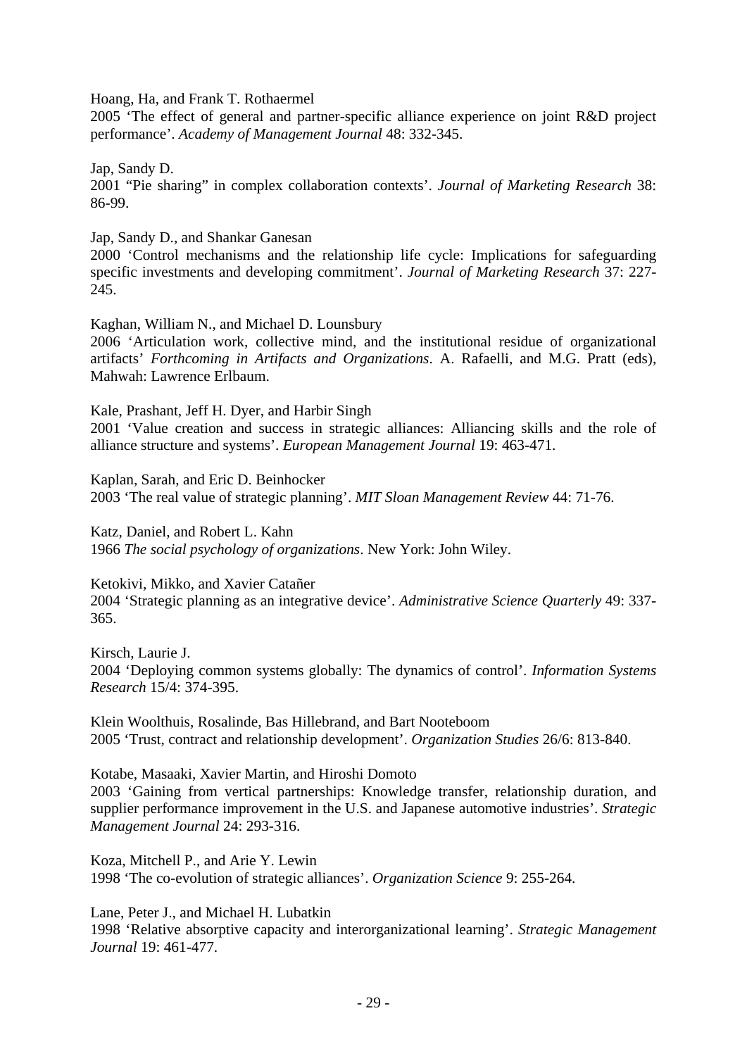Hoang, Ha, and Frank T. Rothaermel
2005 'The effect of general and partner-specific alliance experience on joint R&D project performance'. *Academy of Management Journal* 48: 332-345.

Jap, Sandy D.
2001 "Pie sharing" in complex collaboration contexts'. *Journal of Marketing Research* 38: 86-99.

Jap, Sandy D., and Shankar Ganesan
2000 'Control mechanisms and the relationship life cycle: Implications for safeguarding specific investments and developing commitment'. *Journal of Marketing Research* 37: 227-245.

Kaghan, William N., and Michael D. Lounsbury
2006 'Articulation work, collective mind, and the institutional residue of organizational artifacts' *Forthcoming in Artifacts and Organizations*. A. Rafaelli, and M.G. Pratt (eds), Mahwah: Lawrence Erlbaum.

Kale, Prashant, Jeff H. Dyer, and Harbir Singh
2001 'Value creation and success in strategic alliances: Alliancing skills and the role of alliance structure and systems'. *European Management Journal* 19: 463-471.

Kaplan, Sarah, and Eric D. Beinhocker
2003 'The real value of strategic planning'. *MIT Sloan Management Review* 44: 71-76.

Katz, Daniel, and Robert L. Kahn
1966 *The social psychology of organizations*. New York: John Wiley.

Ketokivi, Mikko, and Xavier Catañer
2004 'Strategic planning as an integrative device'. *Administrative Science Quarterly* 49: 337-365.

Kirsch, Laurie J.
2004 'Deploying common systems globally: The dynamics of control'. *Information Systems Research* 15/4: 374-395.

Klein Woolthuis, Rosalinde, Bas Hillebrand, and Bart Nooteboom
2005 'Trust, contract and relationship development'. *Organization Studies* 26/6: 813-840.

Kotabe, Masaaki, Xavier Martin, and Hiroshi Domoto
2003 'Gaining from vertical partnerships: Knowledge transfer, relationship duration, and supplier performance improvement in the U.S. and Japanese automotive industries'. *Strategic Management Journal* 24: 293-316.

Koza, Mitchell P., and Arie Y. Lewin
1998 'The co-evolution of strategic alliances'. *Organization Science* 9: 255-264.

Lane, Peter J., and Michael H. Lubatkin
1998 'Relative absorptive capacity and interorganizational learning'. *Strategic Management Journal* 19: 461-477.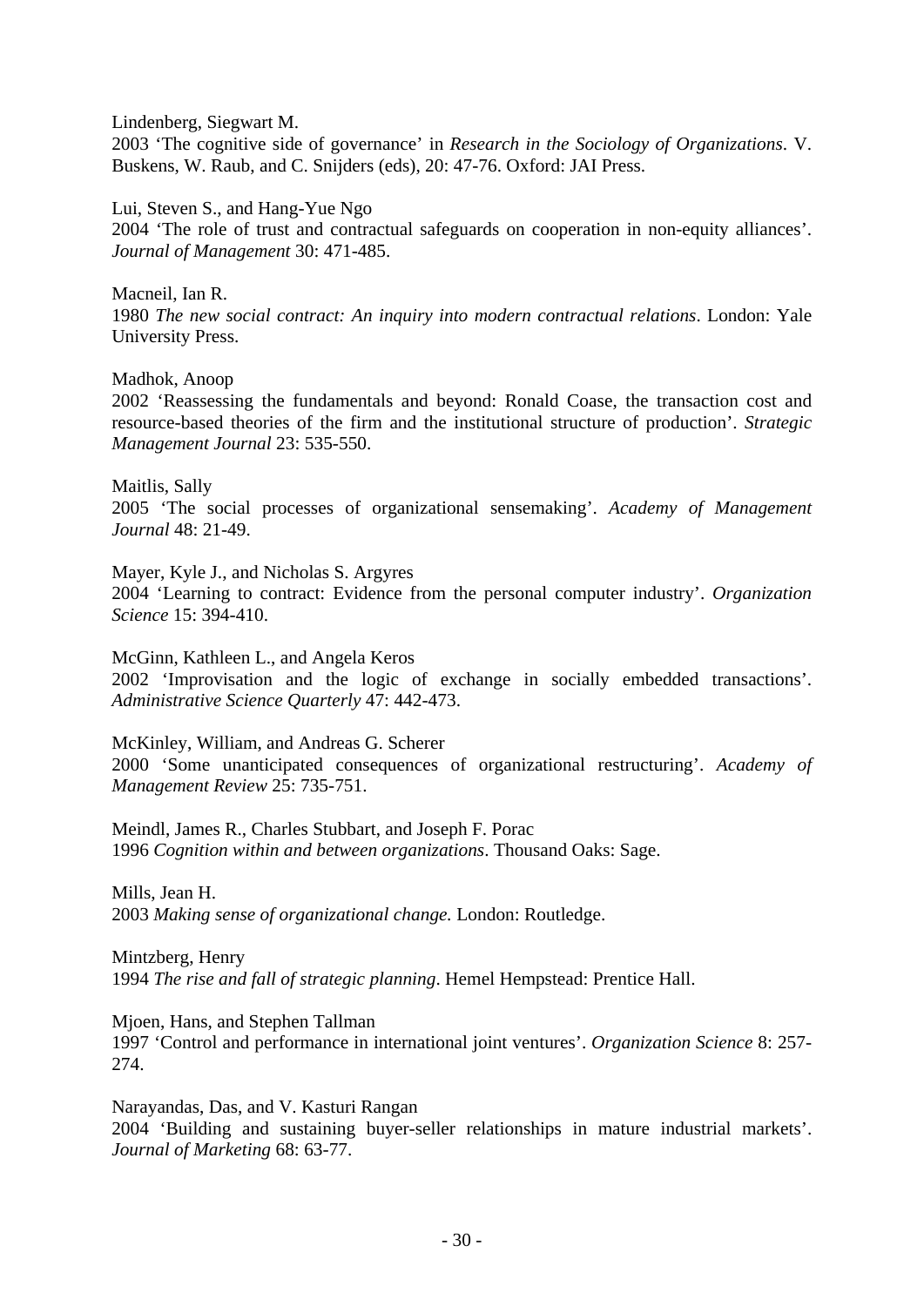Lindenberg, Siegwart M.  
2003 'The cognitive side of governance' in *Research in the Sociology of Organizations*. V. Buskens, W. Raub, and C. Snijders (eds), 20: 47-76. Oxford: JAI Press.

Lui, Steven S., and Hang-Yue Ngo  
2004 'The role of trust and contractual safeguards on cooperation in non-equity alliances'. *Journal of Management* 30: 471-485.

Macneil, Ian R.  
1980 *The new social contract: An inquiry into modern contractual relations*. London: Yale University Press.

Madhok, Anoop  
2002 'Reassessing the fundamentals and beyond: Ronald Coase, the transaction cost and resource-based theories of the firm and the institutional structure of production'. *Strategic Management Journal* 23: 535-550.

Maitlis, Sally  
2005 'The social processes of organizational sensemaking'. *Academy of Management Journal* 48: 21-49.

Mayer, Kyle J., and Nicholas S. Argyres  
2004 'Learning to contract: Evidence from the personal computer industry'. *Organization Science* 15: 394-410.

McGinn, Kathleen L., and Angela Keros  
2002 'Improvisation and the logic of exchange in socially embedded transactions'. *Administrative Science Quarterly* 47: 442-473.

McKinley, William, and Andreas G. Scherer  
2000 'Some unanticipated consequences of organizational restructuring'. *Academy of Management Review* 25: 735-751.

Meindl, James R., Charles Stubbart, and Joseph F. Porac  
1996 *Cognition within and between organizations*. Thousand Oaks: Sage.

Mills, Jean H.  
2003 *Making sense of organizational change.* London: Routledge.

Mintzberg, Henry  
1994 *The rise and fall of strategic planning*. Hemel Hempstead: Prentice Hall.

Mjoen, Hans, and Stephen Tallman  
1997 'Control and performance in international joint ventures'. *Organization Science* 8: 257-274.

Narayandas, Das, and V. Kasturi Rangan  
2004 'Building and sustaining buyer-seller relationships in mature industrial markets'. *Journal of Marketing* 68: 63-77.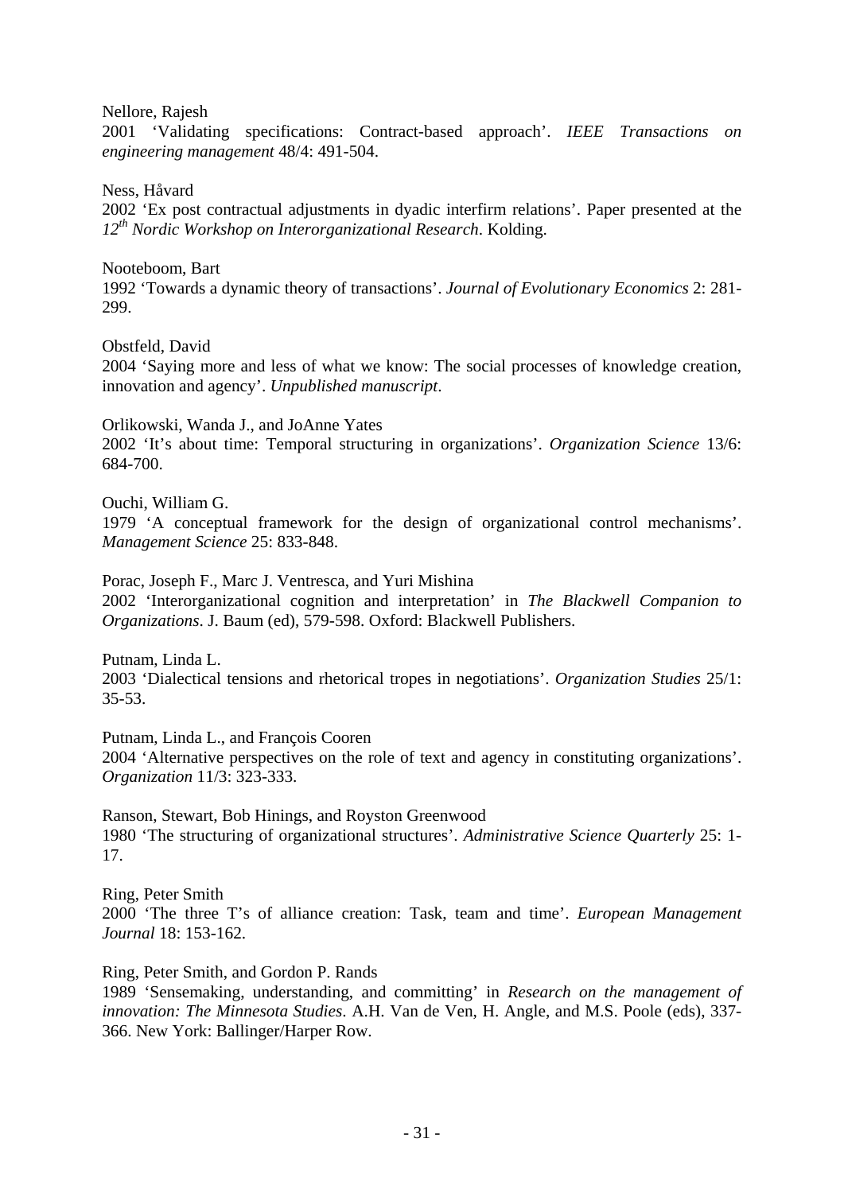Nellore, Rajesh
2001 'Validating specifications: Contract-based approach'. *IEEE Transactions on engineering management* 48/4: 491-504.

Ness, Håvard
2002 'Ex post contractual adjustments in dyadic interfirm relations'. Paper presented at the *12th Nordic Workshop on Interorganizational Research*. Kolding.

Nooteboom, Bart
1992 'Towards a dynamic theory of transactions'. *Journal of Evolutionary Economics* 2: 281-299.

Obstfeld, David
2004 'Saying more and less of what we know: The social processes of knowledge creation, innovation and agency'. *Unpublished manuscript*.

Orlikowski, Wanda J., and JoAnne Yates
2002 'It's about time: Temporal structuring in organizations'. *Organization Science* 13/6: 684-700.

Ouchi, William G.
1979 'A conceptual framework for the design of organizational control mechanisms'. *Management Science* 25: 833-848.

Porac, Joseph F., Marc J. Ventresca, and Yuri Mishina
2002 'Interorganizational cognition and interpretation' in *The Blackwell Companion to Organizations*. J. Baum (ed), 579-598. Oxford: Blackwell Publishers.

Putnam, Linda L.
2003 'Dialectical tensions and rhetorical tropes in negotiations'. *Organization Studies* 25/1: 35-53.

Putnam, Linda L., and François Cooren
2004 'Alternative perspectives on the role of text and agency in constituting organizations'. *Organization* 11/3: 323-333.

Ranson, Stewart, Bob Hinings, and Royston Greenwood
1980 'The structuring of organizational structures'. *Administrative Science Quarterly* 25: 1-17.

Ring, Peter Smith
2000 'The three T's of alliance creation: Task, team and time'. *European Management Journal* 18: 153-162.

Ring, Peter Smith, and Gordon P. Rands
1989 'Sensemaking, understanding, and committing' in *Research on the management of innovation: The Minnesota Studies*. A.H. Van de Ven, H. Angle, and M.S. Poole (eds), 337-366. New York: Ballinger/Harper Row.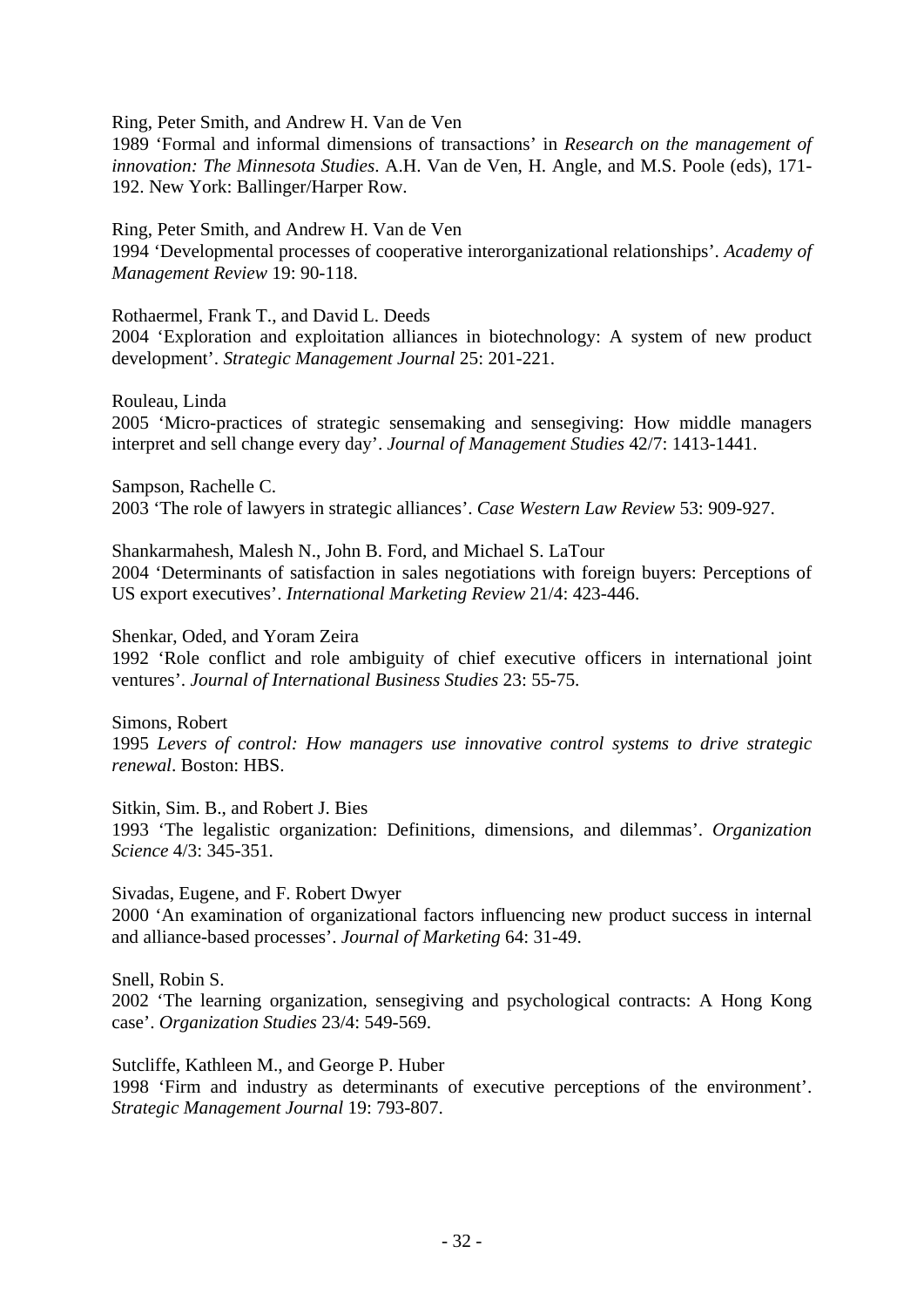Ring, Peter Smith, and Andrew H. Van de Ven
1989 'Formal and informal dimensions of transactions' in *Research on the management of innovation: The Minnesota Studies*. A.H. Van de Ven, H. Angle, and M.S. Poole (eds), 171-192. New York: Ballinger/Harper Row.

Ring, Peter Smith, and Andrew H. Van de Ven
1994 'Developmental processes of cooperative interorganizational relationships'. *Academy of Management Review* 19: 90-118.

Rothaermel, Frank T., and David L. Deeds
2004 'Exploration and exploitation alliances in biotechnology: A system of new product development'. *Strategic Management Journal* 25: 201-221.

Rouleau, Linda
2005 'Micro-practices of strategic sensemaking and sensegiving: How middle managers interpret and sell change every day'. *Journal of Management Studies* 42/7: 1413-1441.

Sampson, Rachelle C.
2003 'The role of lawyers in strategic alliances'. *Case Western Law Review* 53: 909-927.

Shankarmahesh, Malesh N., John B. Ford, and Michael S. LaTour
2004 'Determinants of satisfaction in sales negotiations with foreign buyers: Perceptions of US export executives'. *International Marketing Review* 21/4: 423-446.

Shenkar, Oded, and Yoram Zeira
1992 'Role conflict and role ambiguity of chief executive officers in international joint ventures'. *Journal of International Business Studies* 23: 55-75.

Simons, Robert
1995 *Levers of control: How managers use innovative control systems to drive strategic renewal*. Boston: HBS.

Sitkin, Sim. B., and Robert J. Bies
1993 'The legalistic organization: Definitions, dimensions, and dilemmas'. *Organization Science* 4/3: 345-351.

Sivadas, Eugene, and F. Robert Dwyer
2000 'An examination of organizational factors influencing new product success in internal and alliance-based processes'. *Journal of Marketing* 64: 31-49.

Snell, Robin S.
2002 'The learning organization, sensegiving and psychological contracts: A Hong Kong case'. *Organization Studies* 23/4: 549-569.

Sutcliffe, Kathleen M., and George P. Huber
1998 'Firm and industry as determinants of executive perceptions of the environment'. *Strategic Management Journal* 19: 793-807.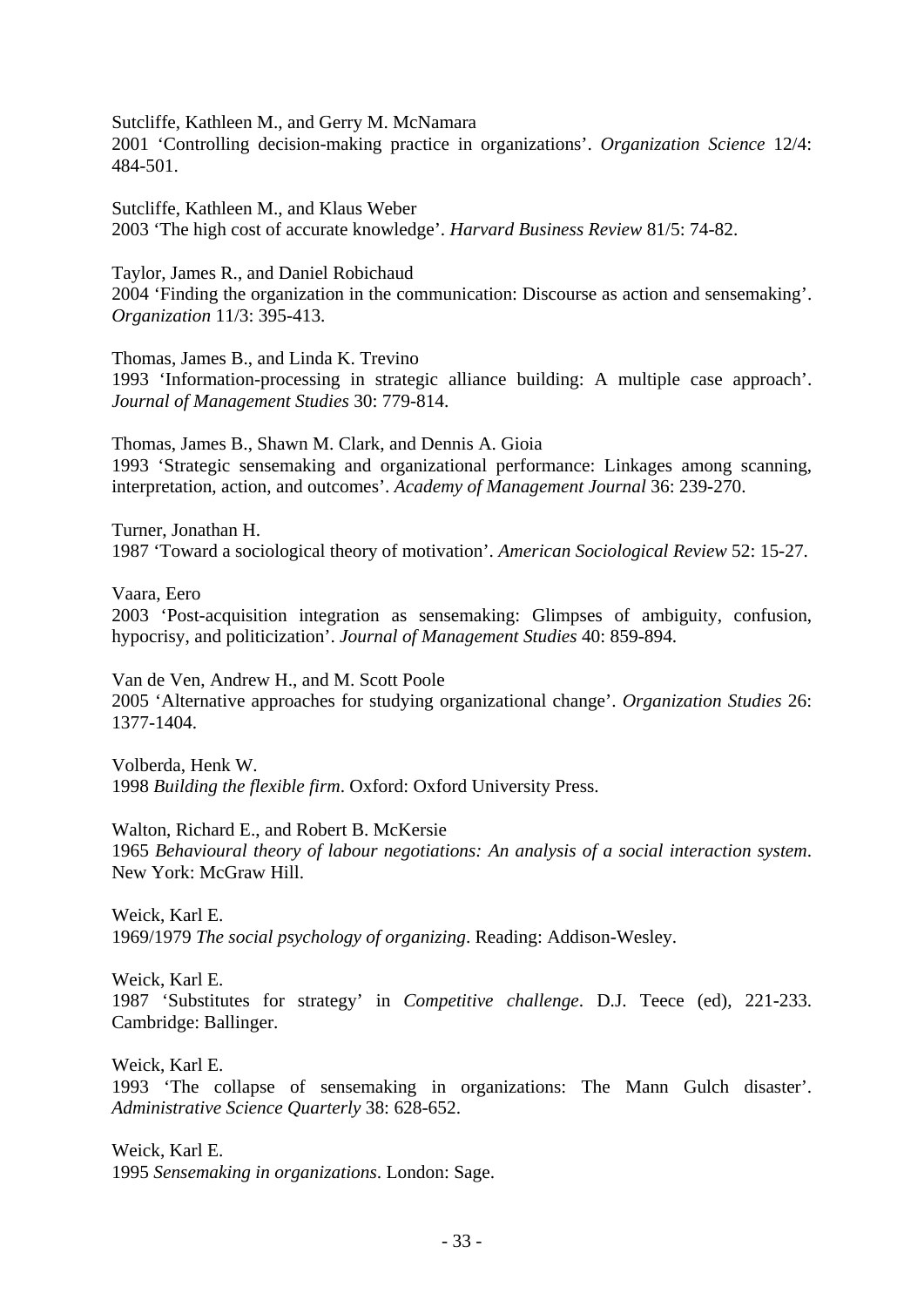Sutcliffe, Kathleen M., and Gerry M. McNamara
2001 'Controlling decision-making practice in organizations'. *Organization Science* 12/4: 484-501.

Sutcliffe, Kathleen M., and Klaus Weber
2003 'The high cost of accurate knowledge'. *Harvard Business Review* 81/5: 74-82.

Taylor, James R., and Daniel Robichaud
2004 'Finding the organization in the communication: Discourse as action and sensemaking'. *Organization* 11/3: 395-413.

Thomas, James B., and Linda K. Trevino
1993 'Information-processing in strategic alliance building: A multiple case approach'. *Journal of Management Studies* 30: 779-814.

Thomas, James B., Shawn M. Clark, and Dennis A. Gioia
1993 'Strategic sensemaking and organizational performance: Linkages among scanning, interpretation, action, and outcomes'. *Academy of Management Journal* 36: 239-270.

Turner, Jonathan H.
1987 'Toward a sociological theory of motivation'. *American Sociological Review* 52: 15-27.

Vaara, Eero
2003 'Post-acquisition integration as sensemaking: Glimpses of ambiguity, confusion, hypocrisy, and politicization'. *Journal of Management Studies* 40: 859-894.

Van de Ven, Andrew H., and M. Scott Poole
2005 'Alternative approaches for studying organizational change'. *Organization Studies* 26: 1377-1404.

Volberda, Henk W.
1998 *Building the flexible firm*. Oxford: Oxford University Press.

Walton, Richard E., and Robert B. McKersie
1965 *Behavioural theory of labour negotiations: An analysis of a social interaction system*. New York: McGraw Hill.

Weick, Karl E.
1969/1979 *The social psychology of organizing*. Reading: Addison-Wesley.

Weick, Karl E.
1987 'Substitutes for strategy' in *Competitive challenge*. D.J. Teece (ed), 221-233. Cambridge: Ballinger.

Weick, Karl E.
1993 'The collapse of sensemaking in organizations: The Mann Gulch disaster'. *Administrative Science Quarterly* 38: 628-652.

Weick, Karl E.
1995 *Sensemaking in organizations*. London: Sage.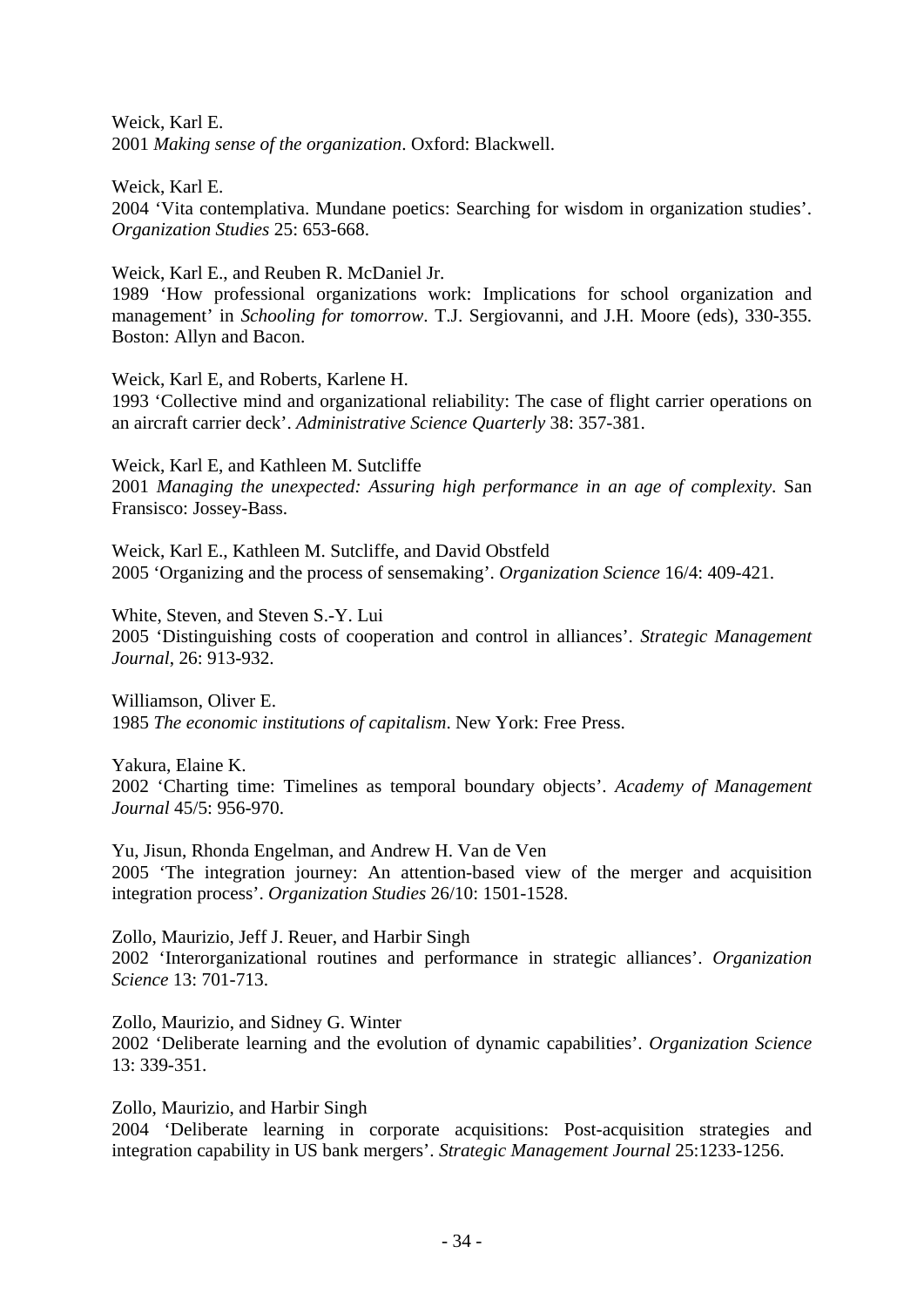Weick, Karl E.
2001 *Making sense of the organization*. Oxford: Blackwell.

Weick, Karl E.
2004 'Vita contemplativa. Mundane poetics: Searching for wisdom in organization studies'. *Organization Studies* 25: 653-668.

Weick, Karl E., and Reuben R. McDaniel Jr.
1989 'How professional organizations work: Implications for school organization and management' in *Schooling for tomorrow*. T.J. Sergiovanni, and J.H. Moore (eds), 330-355. Boston: Allyn and Bacon.

Weick, Karl E, and Roberts, Karlene H.
1993 'Collective mind and organizational reliability: The case of flight carrier operations on an aircraft carrier deck'. *Administrative Science Quarterly* 38: 357-381.

Weick, Karl E, and Kathleen M. Sutcliffe
2001 *Managing the unexpected: Assuring high performance in an age of complexity*. San Fransisco: Jossey-Bass.

Weick, Karl E., Kathleen M. Sutcliffe, and David Obstfeld
2005 'Organizing and the process of sensemaking'. *Organization Science* 16/4: 409-421.

White, Steven, and Steven S.-Y. Lui
2005 'Distinguishing costs of cooperation and control in alliances'. *Strategic Management Journal*, 26: 913-932.

Williamson, Oliver E.
1985 *The economic institutions of capitalism*. New York: Free Press.

Yakura, Elaine K.
2002 'Charting time: Timelines as temporal boundary objects'. *Academy of Management Journal* 45/5: 956-970.

Yu, Jisun, Rhonda Engelman, and Andrew H. Van de Ven
2005 'The integration journey: An attention-based view of the merger and acquisition integration process'. *Organization Studies* 26/10: 1501-1528.

Zollo, Maurizio, Jeff J. Reuer, and Harbir Singh
2002 'Interorganizational routines and performance in strategic alliances'. *Organization Science* 13: 701-713.

Zollo, Maurizio, and Sidney G. Winter
2002 'Deliberate learning and the evolution of dynamic capabilities'. *Organization Science* 13: 339-351.

Zollo, Maurizio, and Harbir Singh
2004 'Deliberate learning in corporate acquisitions: Post-acquisition strategies and integration capability in US bank mergers'. *Strategic Management Journal* 25:1233-1256.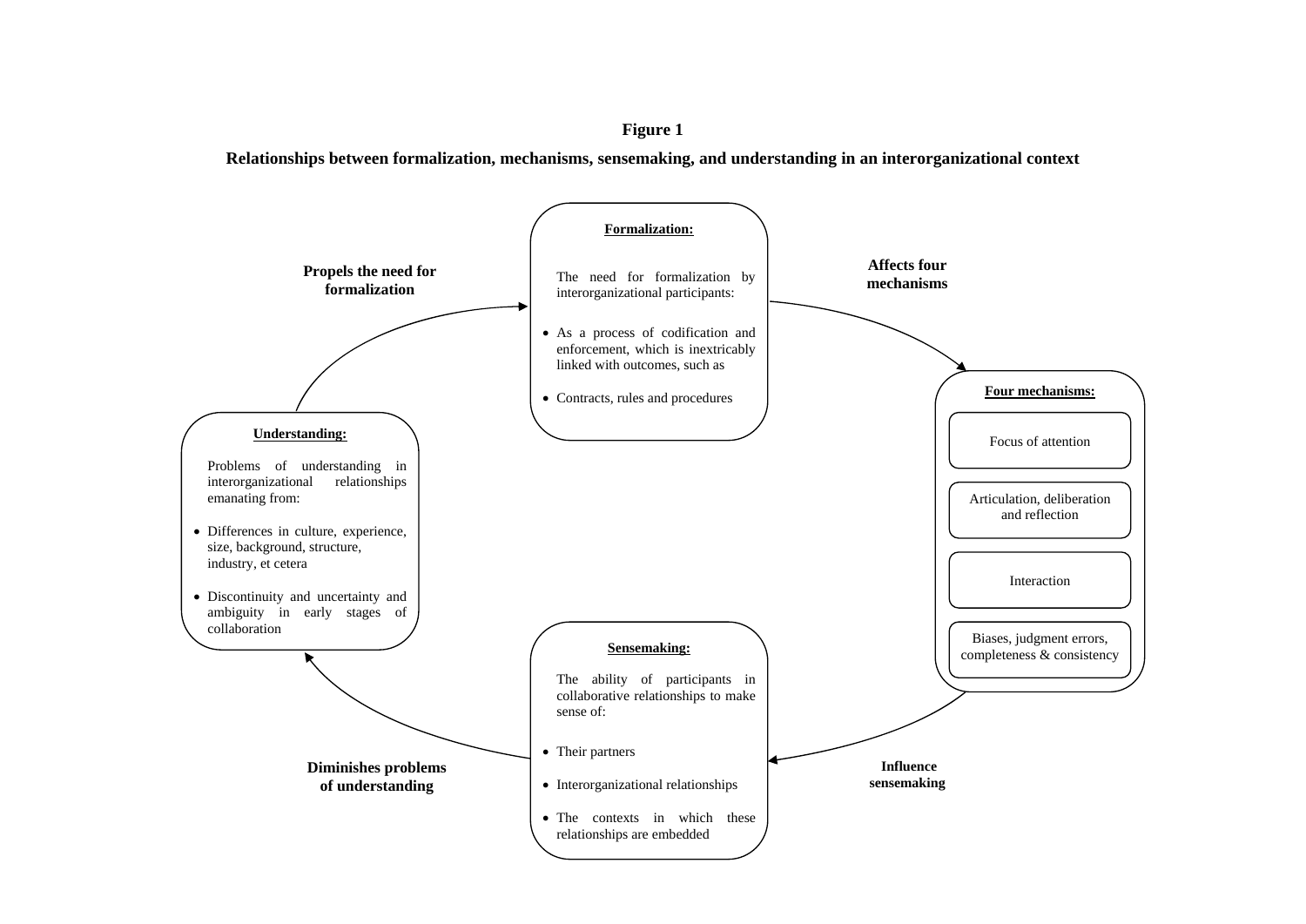**Figure 1**

**Relationships between formalization, mechanisms, sensemaking, and understanding in an interorganizational context**

**Formalization:**

The need for formalization by interorganizational participants:

- As a process of codification and enforcement, which is inextricably linked with outcomes, such as
- Contracts, rules and procedures

**Affects four mechanisms**

**Four mechanisms:**

- Focus of attention
- Articulation, deliberation and reflection
- Interaction
- Biases, judgment errors, completeness & consistency

**Influence sensemaking**

**Sensemaking:**

The ability of participants in collaborative relationships to make sense of:

- Their partners
- Interorganizational relationships
- The contexts in which these relationships are embedded

**Diminishes problems of understanding**

**Understanding:**

Problems of understanding in interorganizational relationships emanating from:

- Differences in culture, experience, size, background, structure, industry, et cetera
- Discontinuity and uncertainty and ambiguity in early stages of collaboration

**Propels the need for formalization**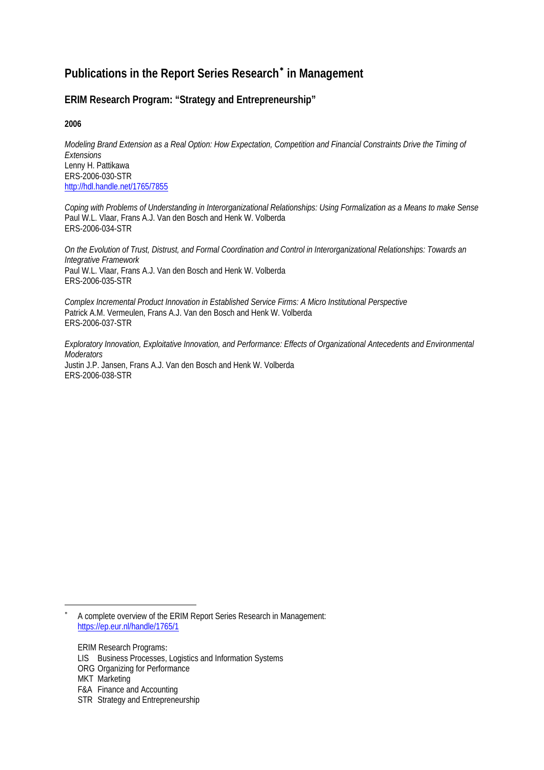## Publications in the Report Series Research[*] in Management

### ERIM Research Program: "Strategy and Entrepreneurship"

**2006**

*Modeling Brand Extension as a Real Option: How Expectation, Competition and Financial Constraints Drive the Timing of Extensions*
Lenny H. Pattikawa
ERS-2006-030-STR
http://hdl.handle.net/1765/7855

*Coping with Problems of Understanding in Interorganizational Relationships: Using Formalization as a Means to make Sense*
Paul W.L. Vlaar, Frans A.J. Van den Bosch and Henk W. Volberda
ERS-2006-034-STR

*On the Evolution of Trust, Distrust, and Formal Coordination and Control in Interorganizational Relationships: Towards an Integrative Framework*
Paul W.L. Vlaar, Frans A.J. Van den Bosch and Henk W. Volberda
ERS-2006-035-STR

*Complex Incremental Product Innovation in Established Service Firms: A Micro Institutional Perspective*
Patrick A.M. Vermeulen, Frans A.J. Van den Bosch and Henk W. Volberda
ERS-2006-037-STR

*Exploratory Innovation, Exploitative Innovation, and Performance: Effects of Organizational Antecedents and Environmental Moderators*
Justin J.P. Jansen, Frans A.J. Van den Bosch and Henk W. Volberda
ERS-2006-038-STR

---

[*] A complete overview of the ERIM Report Series Research in Management:
https://ep.eur.nl/handle/1765/1

ERIM Research Programs:
LIS Business Processes, Logistics and Information Systems
ORG Organizing for Performance
MKT Marketing
F&A Finance and Accounting
STR Strategy and Entrepreneurship